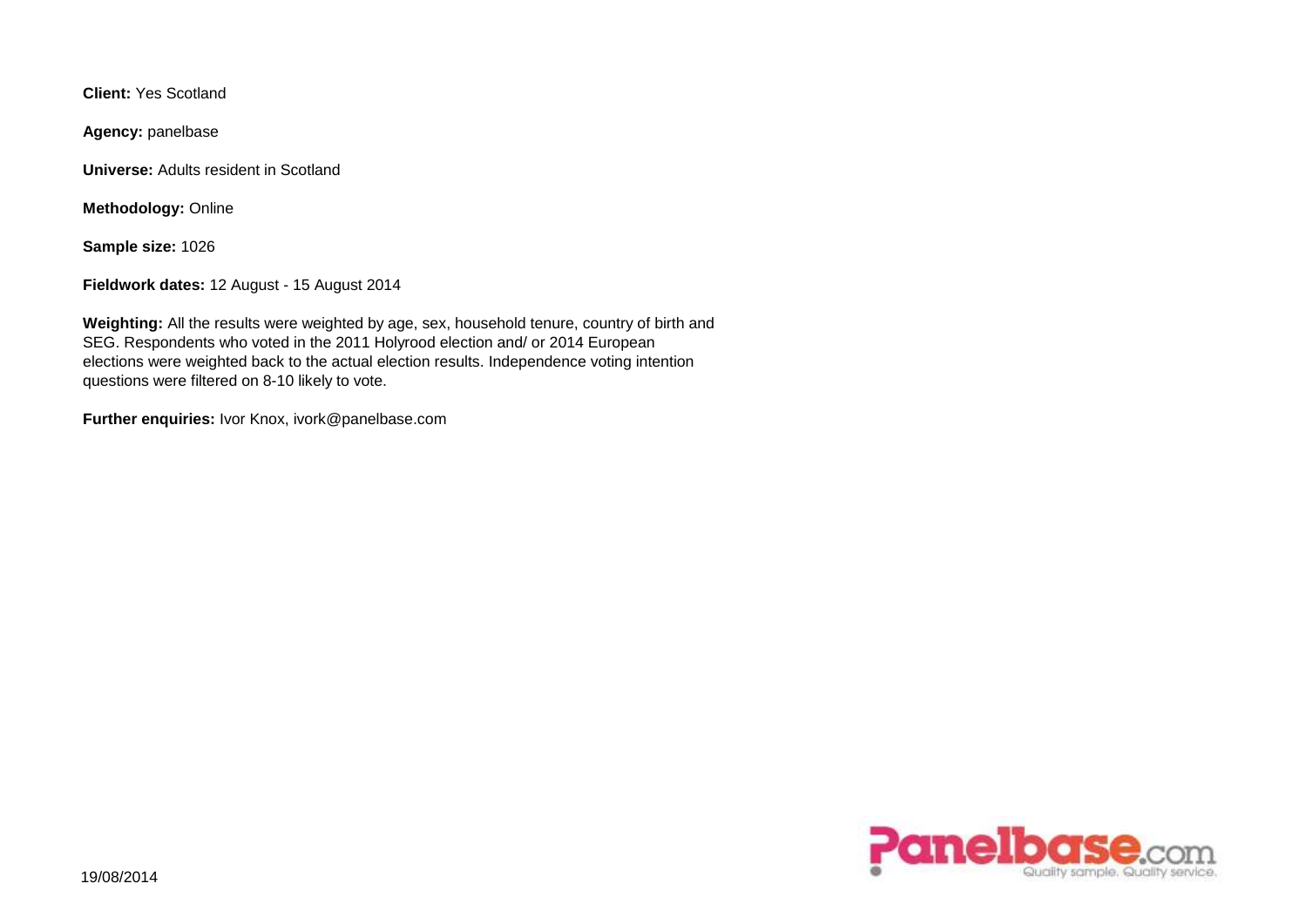**Client:** Yes Scotland

**Agency:** panelbase

**Universe:** Adults resident in Scotland

**Methodology:** Online

**Sample size:** 1026

**Fieldwork dates:** 12 August - 15 August 2014

**Weighting:** All the results were weighted by age, sex, household tenure, country of birth and SEG. Respondents who voted in the 2011 Holyrood election and/ or 2014 European elections were weighted back to the actual election results. Independence voting intention questions were filtered on 8-10 likely to vote.

**Further enquiries:** Ivor Knox, ivork@panelbase.com

19/08/2014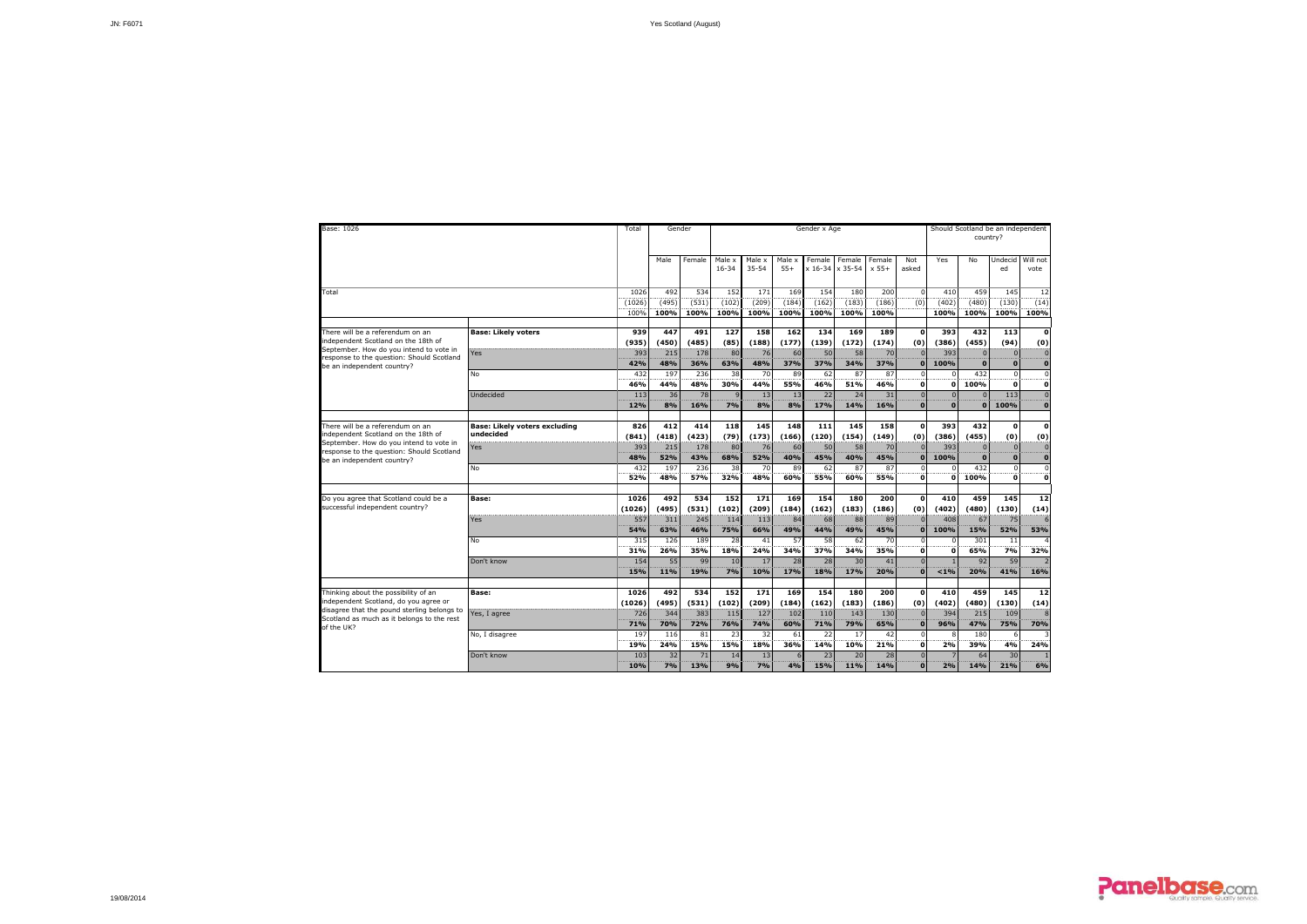| Base: 1026 | | Total | Gender | | Gender x Age | | | | | | | Should Scotland be an independent country? | | | |
|---|---|---|---|---|---|---|---|---|---|---|---|---|---|---|---|
| | | | Male | Female | Male x 16-34 | Male x 35-54 | Male x 55+ | Female x 16-34 | Female x 35-54 | Female x 55+ | Not asked | Yes | No | Undecided | Will not vote |
| Total | | 1026 | 492 | 534 | 152 | 171 | 169 | 154 | 180 | 200 | 0 | 410 | 459 | 145 | 12 |
| | | (1026) | (495) | (531) | (102) | (209) | (184) | (162) | (183) | (186) | (0) | (402) | (480) | (130) | (14) |
| | | 100% | 100% | 100% | 100% | 100% | 100% | 100% | 100% | 100% | | 100% | 100% | 100% | 100% |
| There will be a referendum on an independent Scotland on the 18th of September. How do you intend to vote in response to the question: Should Scotland be an independent country? | **Base: Likely voters** | **939** | **447** | **491** | **127** | **158** | **162** | **134** | **169** | **189** | **0** | **393** | **432** | **113** | **0** |
| | | **(935)** | **(450)** | **(485)** | **(85)** | **(188)** | **(177)** | **(139)** | **(172)** | **(174)** | **(0)** | **(386)** | **(455)** | **(94)** | **(0)** |
| | Yes | 393 | 215 | 178 | 80 | 76 | 60 | 50 | 58 | 70 | 0 | 393 | 0 | 0 | 0 |
| | | **42%** | **48%** | **36%** | **63%** | **48%** | **37%** | **37%** | **34%** | **37%** | **0** | **100%** | **0** | **0** | **0** |
| | No | 432 | 197 | 236 | 38 | 70 | 89 | 62 | 87 | 87 | 0 | 0 | 432 | 0 | 0 |
| | | **46%** | **44%** | **48%** | **30%** | **44%** | **55%** | **46%** | **51%** | **46%** | **0** | **0** | **100%** | **0** | **0** |
| | Undecided | 113 | 36 | 78 | 9 | 13 | 13 | 22 | 24 | 31 | 0 | 0 | 0 | 113 | 0 |
| | | **12%** | **8%** | **16%** | **7%** | **8%** | **8%** | **17%** | **14%** | **16%** | **0** | **0** | **0** | **100%** | **0** |
| There will be a referendum on an independent Scotland on the 18th of September. How do you intend to vote in response to the question: Should Scotland be an independent country? | **Base: Likely voters excluding undecided** | **826** | **412** | **414** | **118** | **145** | **148** | **111** | **145** | **158** | **0** | **393** | **432** | **0** | **0** |
| | | **(841)** | **(418)** | **(423)** | **(79)** | **(173)** | **(166)** | **(120)** | **(154)** | **(149)** | **(0)** | **(386)** | **(455)** | **(0)** | **(0)** |
| | Yes | 393 | 215 | 178 | 80 | 76 | 60 | 50 | 58 | 70 | 0 | 393 | 0 | 0 | 0 |
| | | **48%** | **52%** | **43%** | **68%** | **52%** | **40%** | **45%** | **40%** | **45%** | **0** | **100%** | **0** | **0** | **0** |
| | No | 432 | 197 | 236 | 38 | 70 | 89 | 62 | 87 | 87 | 0 | 0 | 432 | 0 | 0 |
| | | **52%** | **48%** | **57%** | **32%** | **48%** | **60%** | **55%** | **60%** | **55%** | **0** | **0** | **100%** | **0** | **0** |
| Do you agree that Scotland could be a successful independent country? | **Base:** | **1026** | **492** | **534** | **152** | **171** | **169** | **154** | **180** | **200** | **0** | **410** | **459** | **145** | **12** |
| | | **(1026)** | **(495)** | **(531)** | **(102)** | **(209)** | **(184)** | **(162)** | **(183)** | **(186)** | **(0)** | **(402)** | **(480)** | **(130)** | **(14)** |
| | Yes | 557 | 311 | 245 | 114 | 113 | 84 | 68 | 88 | 89 | 0 | 408 | 67 | 75 | 6 |
| | | **54%** | **63%** | **46%** | **75%** | **66%** | **49%** | **44%** | **49%** | **45%** | **0** | **100%** | **15%** | **52%** | **53%** |
| | No | 315 | 126 | 189 | 28 | 41 | 57 | 58 | 62 | 70 | 0 | 0 | 301 | 11 | 4 |
| | | **31%** | **26%** | **35%** | **18%** | **24%** | **34%** | **37%** | **34%** | **35%** | **0** | **0** | **65%** | **7%** | **32%** |
| | Don't know | 154 | 55 | 99 | 10 | 17 | 28 | 28 | 30 | 41 | 0 | 1 | 92 | 59 | 2 |
| | | **15%** | **11%** | **19%** | **7%** | **10%** | **17%** | **18%** | **17%** | **20%** | **0** | **<1%** | **20%** | **41%** | **16%** |
| Thinking about the possibility of an independent Scotland, do you agree or disagree that the pound sterling belongs to Scotland as much as it belongs to the rest of the UK? | **Base:** | **1026** | **492** | **534** | **152** | **171** | **169** | **154** | **180** | **200** | **0** | **410** | **459** | **145** | **12** |
| | | **(1026)** | **(495)** | **(531)** | **(102)** | **(209)** | **(184)** | **(162)** | **(183)** | **(186)** | **(0)** | **(402)** | **(480)** | **(130)** | **(14)** |
| | Yes, I agree | 726 | 344 | 383 | 115 | 127 | 102 | 110 | 143 | 130 | 0 | 394 | 215 | 109 | 8 |
| | | **71%** | **70%** | **72%** | **76%** | **74%** | **60%** | **71%** | **79%** | **65%** | **0** | **96%** | **47%** | **75%** | **70%** |
| | No, I disagree | 197 | 116 | 81 | 23 | 32 | 61 | 22 | 17 | 42 | 0 | 8 | 180 | 6 | 3 |
| | | **19%** | **24%** | **15%** | **15%** | **18%** | **36%** | **14%** | **10%** | **21%** | **0** | **2%** | **39%** | **4%** | **24%** |
| | Don't know | 103 | 32 | 71 | 14 | 13 | 6 | 23 | 20 | 28 | 0 | 7 | 64 | 30 | 1 |
| | | **10%** | **7%** | **13%** | **9%** | **7%** | **4%** | **15%** | **11%** | **14%** | **0** | **2%** | **14%** | **21%** | **6%** |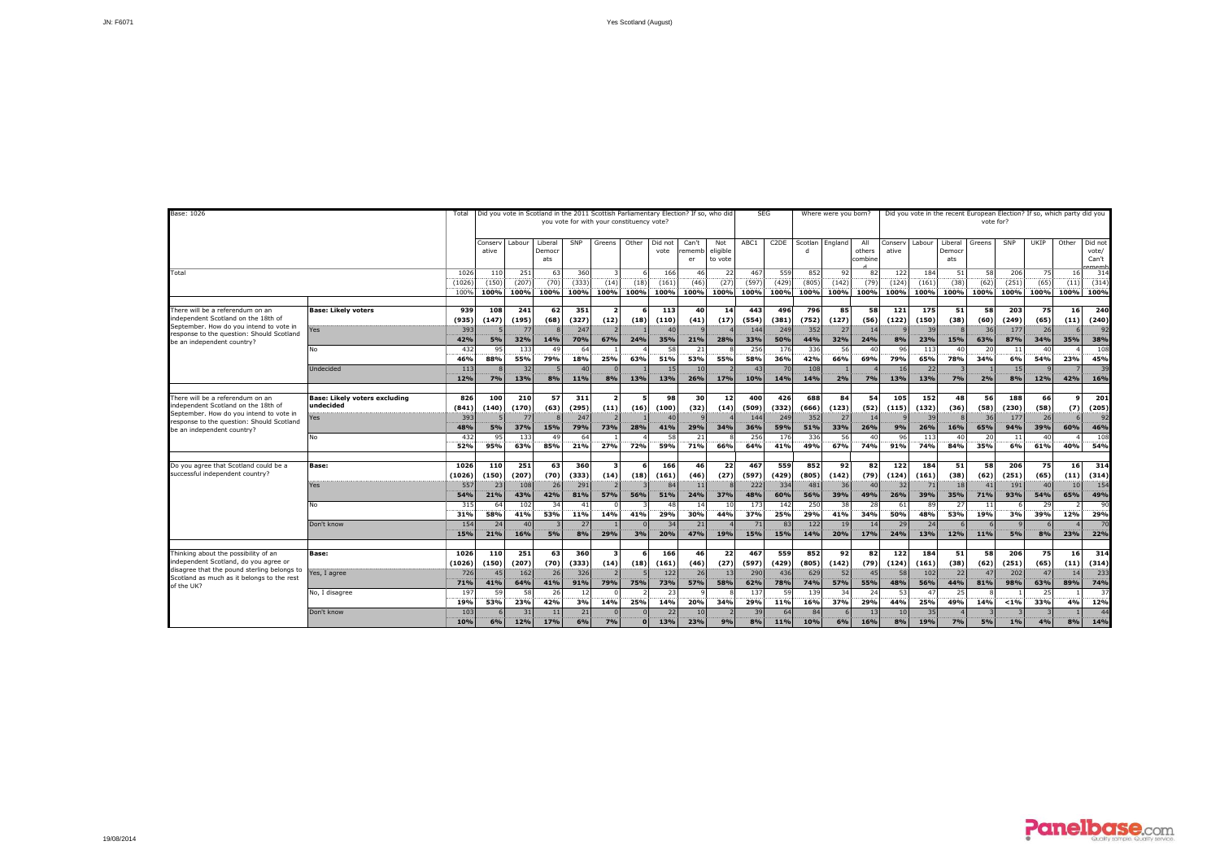| Base: 1026 | | Total | Did you vote in Scotland in the 2011 Scottish Parliamentary Election? If so, who did you vote for with your constituency vote? | | | | | | | | | SEG | | Where were you born? | | | Did you vote in the recent European Election? If so, which party did you vote for? | | | | | | | |
|---|---|---|---|---|---|---|---|---|---|---|---|---|---|---|---|---|---|---|---|---|---|---|---|---|
| | | | Conservative | Labour | Liberal Democrats | SNP | Greens | Other | Did not vote | Can't remember | Not eligible to vote | ABC1 | C2DE | Scotland | England | All others combined | Conservative | Labour | Liberal Democrats | Greens | SNP | UKIP | Other | Did not vote/ Can't remember |
| Total | | 1026 | 110 | 251 | 63 | 360 | 3 | 6 | 166 | 46 | 22 | 467 | 559 | 852 | 92 | 82 | 122 | 184 | 51 | 58 | 206 | 75 | 16 | 314 |
| | | (1026) | (150) | (207) | (70) | (333) | (14) | (18) | (161) | (46) | (27) | (597) | (429) | (805) | (142) | (79) | (124) | (161) | (38) | (62) | (251) | (65) | (11) | (314) |
| | | 100% | 100% | 100% | 100% | 100% | 100% | 100% | 100% | 100% | 100% | 100% | 100% | 100% | 100% | 100% | 100% | 100% | 100% | 100% | 100% | 100% | 100% | 100% |
| There will be a referendum on an independent Scotland on the 18th of September. How do you intend to vote in response to the question: Should Scotland be an independent country? | **Base: Likely voters** | **939** | **108** | **241** | **62** | **351** | **2** | **6** | **113** | **40** | **14** | **443** | **496** | **796** | **85** | **58** | **121** | **175** | **51** | **58** | **203** | **75** | **16** | **240** |
| | | **(935)** | **(147)** | **(195)** | **(68)** | **(327)** | **(12)** | **(18)** | **(110)** | **(41)** | **(17)** | **(554)** | **(381)** | **(752)** | **(127)** | **(56)** | **(122)** | **(150)** | **(38)** | **(60)** | **(249)** | **(65)** | **(11)** | **(240)** |
| | Yes | 393 | 5 | 77 | 8 | 247 | 2 | 1 | 40 | 9 | 4 | 144 | 249 | 352 | 27 | 14 | 9 | 39 | 8 | 36 | 177 | 26 | 6 | 92 |
| | | 42% | 5% | 32% | 14% | 70% | 67% | 24% | 35% | 21% | 28% | 33% | 50% | 44% | 32% | 24% | 8% | 23% | 15% | 63% | 87% | 34% | 35% | 38% |
| | No | 432 | 95 | 133 | 49 | 64 | 1 | 4 | 58 | 21 | 8 | 256 | 176 | 336 | 56 | 40 | 96 | 113 | 40 | 20 | 11 | 40 | 4 | 108 |
| | | 46% | 88% | 55% | 79% | 18% | 25% | 63% | 51% | 53% | 55% | 58% | 36% | 42% | 66% | 69% | 79% | 65% | 78% | 34% | 6% | 54% | 23% | 45% |
| | Undecided | 113 | 8 | 32 | 5 | 40 | 0 | 1 | 15 | 10 | 2 | 43 | 70 | 108 | 1 | 4 | 16 | 22 | 3 | 1 | 15 | 9 | 7 | 39 |
| | | 12% | 7% | 13% | 8% | 11% | 8% | 13% | 13% | 26% | 17% | 10% | 14% | 14% | 2% | 7% | 13% | 13% | 7% | 2% | 8% | 12% | 42% | 16% |
| There will be a referendum on an independent Scotland on the 18th of September. How do you intend to vote in response to the question: Should Scotland be an independent country? | **Base: Likely voters excluding undecided** | **826** | **100** | **210** | **57** | **311** | **2** | **5** | **98** | **30** | **12** | **400** | **426** | **688** | **84** | **54** | **105** | **152** | **48** | **56** | **188** | **66** | **9** | **201** |
| | | **(841)** | **(140)** | **(170)** | **(63)** | **(295)** | **(11)** | **(16)** | **(100)** | **(32)** | **(14)** | **(509)** | **(332)** | **(666)** | **(123)** | **(52)** | **(115)** | **(132)** | **(36)** | **(58)** | **(230)** | **(58)** | **(7)** | **(205)** |
| | Yes | 393 | 5 | 77 | 8 | 247 | 2 | 1 | 40 | 9 | 4 | 144 | 249 | 352 | 27 | 14 | 9 | 39 | 8 | 36 | 177 | 26 | 6 | 92 |
| | | 48% | 5% | 37% | 15% | 79% | 73% | 28% | 41% | 29% | 34% | 36% | 59% | 51% | 33% | 26% | 9% | 26% | 16% | 65% | 94% | 39% | 60% | 46% |
| | No | 432 | 95 | 133 | 49 | 64 | 1 | 4 | 58 | 21 | 8 | 256 | 176 | 336 | 56 | 40 | 96 | 113 | 40 | 20 | 11 | 40 | 4 | 108 |
| | | 52% | 95% | 63% | 85% | 21% | 27% | 72% | 59% | 71% | 66% | 64% | 41% | 49% | 67% | 74% | 91% | 74% | 84% | 35% | 6% | 61% | 40% | 54% |
| Do you agree that Scotland could be a successful independent country? | **Base:** | **1026** | **110** | **251** | **63** | **360** | **3** | **6** | **166** | **46** | **22** | **467** | **559** | **852** | **92** | **82** | **122** | **184** | **51** | **58** | **206** | **75** | **16** | **314** |
| | | **(1026)** | **(150)** | **(207)** | **(70)** | **(333)** | **(14)** | **(18)** | **(161)** | **(46)** | **(27)** | **(597)** | **(429)** | **(805)** | **(142)** | **(79)** | **(124)** | **(161)** | **(38)** | **(62)** | **(251)** | **(65)** | **(11)** | **(314)** |
| | Yes | 557 | 23 | 108 | 26 | 291 | 2 | 3 | 84 | 11 | 8 | 222 | 334 | 481 | 36 | 40 | 32 | 71 | 18 | 41 | 191 | 40 | 10 | 154 |
| | | 54% | 21% | 43% | 42% | 81% | 57% | 56% | 51% | 24% | 37% | 48% | 60% | 56% | 39% | 49% | 26% | 39% | 35% | 71% | 93% | 54% | 65% | 49% |
| | No | 315 | 64 | 102 | 34 | 41 | 0 | 3 | 48 | 14 | 10 | 173 | 142 | 250 | 38 | 28 | 61 | 89 | 27 | 11 | 6 | 29 | 2 | 90 |
| | | 31% | 58% | 41% | 53% | 11% | 14% | 41% | 29% | 30% | 44% | 37% | 25% | 29% | 41% | 34% | 50% | 48% | 53% | 19% | 3% | 39% | 12% | 29% |
| | Don't know | 154 | 24 | 40 | 3 | 27 | 1 | 0 | 34 | 21 | 4 | 71 | 83 | 122 | 19 | 14 | 29 | 24 | 6 | 6 | 9 | 6 | 4 | 70 |
| | | 15% | 21% | 16% | 5% | 8% | 29% | 3% | 20% | 47% | 19% | 15% | 15% | 14% | 20% | 17% | 24% | 13% | 12% | 11% | 5% | 8% | 23% | 22% |
| Thinking about the possibility of an independent Scotland, do you agree or disagree that the pound sterling belongs to Scotland as much as it belongs to the rest of the UK? | **Base:** | **1026** | **110** | **251** | **63** | **360** | **3** | **6** | **166** | **46** | **22** | **467** | **559** | **852** | **92** | **82** | **122** | **184** | **51** | **58** | **206** | **75** | **16** | **314** |
| | | **(1026)** | **(150)** | **(207)** | **(70)** | **(333)** | **(14)** | **(18)** | **(161)** | **(46)** | **(27)** | **(597)** | **(429)** | **(805)** | **(142)** | **(79)** | **(124)** | **(161)** | **(38)** | **(62)** | **(251)** | **(65)** | **(11)** | **(314)** |
| | Yes, I agree | 726 | 45 | 162 | 26 | 326 | 2 | 5 | 122 | 26 | 13 | 290 | 436 | 629 | 52 | 45 | 58 | 102 | 22 | 47 | 202 | 47 | 14 | 233 |
| | | 71% | 41% | 64% | 41% | 91% | 79% | 75% | 73% | 57% | 58% | 62% | 78% | 74% | 57% | 55% | 48% | 56% | 44% | 81% | 98% | 63% | 89% | 74% |
| | No, I disagree | 197 | 59 | 58 | 26 | 12 | 0 | 2 | 23 | 9 | 8 | 137 | 59 | 139 | 34 | 24 | 53 | 47 | 25 | 8 | 1 | 25 | 1 | 37 |
| | | 19% | 53% | 23% | 42% | 3% | 14% | 25% | 14% | 20% | 34% | 29% | 11% | 16% | 37% | 29% | 44% | 25% | 49% | 14% | <1% | 33% | 4% | 12% |
| | Don't know | 103 | 6 | 31 | 11 | 21 | 0 | 0 | 22 | 10 | 2 | 39 | 64 | 84 | 6 | 13 | 10 | 35 | 4 | 3 | 3 | 3 | 1 | 44 |
| | | 10% | 6% | 12% | 17% | 6% | 7% | 0 | 13% | 23% | 9% | 8% | 11% | 10% | 6% | 16% | 8% | 19% | 7% | 5% | 1% | 4% | 8% | 14% |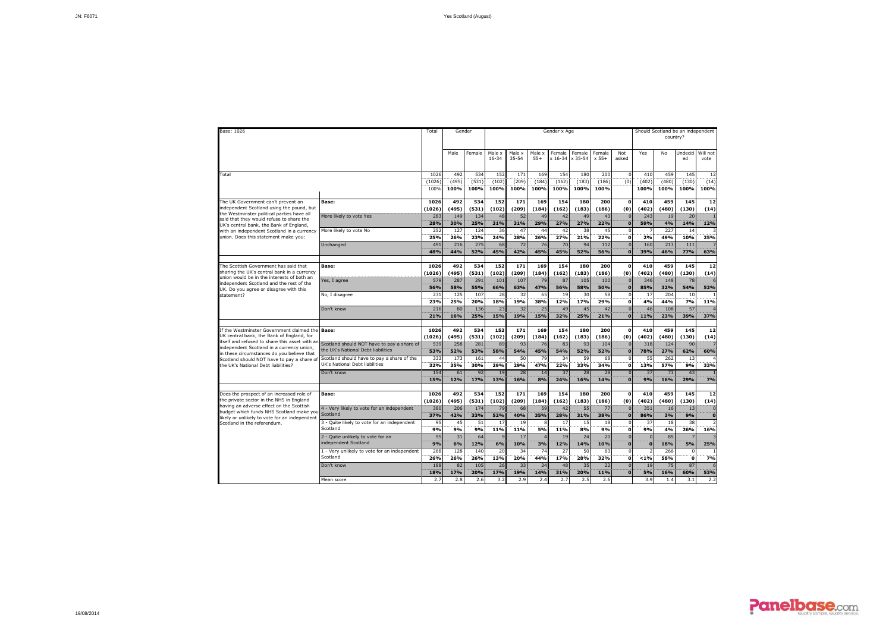| Base: 1026 | | Total | Gender | | Gender x Age | | | | | | | Should Scotland be an independent country? | | | |
|---|---|---|---|---|---|---|---|---|---|---|---|---|---|---|---|
| | | | Male | Female | Male x 16-34 | Male x 35-54 | Male x 55+ | Female x 16-34 | Female x 35-54 | Female x 55+ | Not asked | Yes | No | Undecided | Will not vote |
| Total | | 1026 | 492 | 534 | 152 | 171 | 169 | 154 | 180 | 200 | 0 | 410 | 459 | 145 | 12 |
| | | (1026) | (495) | (531) | (102) | (209) | (184) | (162) | (183) | (186) | (0) | (402) | (480) | (130) | (14) |
| | | 100% | **100%** | **100%** | **100%** | **100%** | **100%** | **100%** | **100%** | **100%** | | **100%** | **100%** | **100%** | **100%** |
| The UK Government can't prevent an independent Scotland using the pound, but the Westminster political parties have all said that they would refuse to share the UK's central bank, the Bank of England, with an independent Scotland in a currency union. Does this statement make you: | **Base:** | **1026** | **492** | **534** | **152** | **171** | **169** | **154** | **180** | **200** | **0** | **410** | **459** | **145** | **12** |
| | | **(1026)** | **(495)** | **(531)** | **(102)** | **(209)** | **(184)** | **(162)** | **(183)** | **(186)** | **(0)** | **(402)** | **(480)** | **(130)** | **(14)** |
| | More likely to vote Yes | 283 | 149 | 134 | 48 | 52 | 49 | 42 | 49 | 43 | 0 | 243 | 19 | 20 | 1 |
| | | **28%** | **30%** | **25%** | **31%** | **31%** | **29%** | **27%** | **27%** | **22%** | **0** | **59%** | **4%** | **14%** | **12%** |
| | More likely to vote No | 252 | 127 | 124 | 36 | 47 | 44 | 42 | 38 | 45 | 0 | 7 | 227 | 14 | 3 |
| | | **25%** | **26%** | **23%** | **24%** | **28%** | **26%** | **27%** | **21%** | **22%** | **0** | **2%** | **49%** | **10%** | **25%** |
| | Unchanged | 491 | 216 | 275 | 68 | 72 | 76 | 70 | 94 | 112 | 0 | 160 | 213 | 111 | 7 |
| | | **48%** | **44%** | **52%** | **45%** | **42%** | **45%** | **45%** | **52%** | **56%** | **0** | **39%** | **46%** | **77%** | **63%** |
| The Scottish Government has said that sharing the UK's central bank in a currency union would be in the interests of both an independent Scotland and the rest of the UK. Do you agree or disagree with this statement? | **Base:** | **1026** | **492** | **534** | **152** | **171** | **169** | **154** | **180** | **200** | **0** | **410** | **459** | **145** | **12** |
| | | **(1026)** | **(495)** | **(531)** | **(102)** | **(209)** | **(184)** | **(162)** | **(183)** | **(186)** | **(0)** | **(402)** | **(480)** | **(130)** | **(14)** |
| | Yes, I agree | 579 | 287 | 291 | 101 | 107 | 79 | 87 | 105 | 100 | 0 | 346 | 148 | 78 | 6 |
| | | **56%** | **58%** | **55%** | **66%** | **63%** | **47%** | **56%** | **58%** | **50%** | **0** | **85%** | **32%** | **54%** | **52%** |
| | No, I disagree | 231 | 125 | 107 | 28 | 32 | 65 | 19 | 30 | 58 | 0 | 17 | 204 | 10 | 1 |
| | | **23%** | **25%** | **20%** | **18%** | **19%** | **38%** | **12%** | **17%** | **29%** | **0** | **4%** | **44%** | **7%** | **11%** |
| | Don't know | 216 | 80 | 136 | 23 | 32 | 25 | 49 | 45 | 42 | 0 | 46 | 108 | 57 | 4 |
| | | **21%** | **16%** | **25%** | **15%** | **19%** | **15%** | **32%** | **25%** | **21%** | **0** | **11%** | **23%** | **39%** | **37%** |
| If the Westminster Government claimed the UK central bank, the Bank of England, for itself and refused to share this asset with an independent Scotland in a currency union, in these circumstances do you believe that Scotland should NOT have to pay a share of the UK's National Debt liabilities? | **Base:** | **1026** | **492** | **534** | **152** | **171** | **169** | **154** | **180** | **200** | **0** | **410** | **459** | **145** | **12** |
| | | **(1026)** | **(495)** | **(531)** | **(102)** | **(209)** | **(184)** | **(162)** | **(183)** | **(186)** | **(0)** | **(402)** | **(480)** | **(130)** | **(14)** |
| | Scotland should NOT have to pay a share of the UK's National Debt liabilities | 539 | 258 | 281 | 89 | 93 | 76 | 83 | 93 | 104 | 0 | 318 | 124 | 90 | 7 |
| | | **53%** | **52%** | **53%** | **58%** | **54%** | **45%** | **54%** | **52%** | **52%** | **0** | **78%** | **27%** | **62%** | **60%** |
| | Scotland should have to pay a share of the UK's National Debt liabilities | 333 | 173 | 161 | 44 | 50 | 79 | 34 | 59 | 68 | 0 | 55 | 262 | 13 | 4 |
| | | **32%** | **35%** | **30%** | **29%** | **29%** | **47%** | **22%** | **33%** | **34%** | **0** | **13%** | **57%** | **9%** | **33%** |
| | Don't know | 154 | 61 | 92 | 19 | 28 | 14 | 37 | 28 | 28 | 0 | 37 | 73 | 43 | 1 |
| | | **15%** | **12%** | **17%** | **13%** | **16%** | **8%** | **24%** | **16%** | **14%** | **0** | **9%** | **16%** | **29%** | **7%** |
| Does the prospect of an increased role of the private sector in the NHS in England having an adverse effect on the Scottish budget which funds NHS Scotland make you likely or unlikely to vote for an independent Scotland in the referendum. | **Base:** | **1026** | **492** | **534** | **152** | **171** | **169** | **154** | **180** | **200** | **0** | **410** | **459** | **145** | **12** |
| | | **(1026)** | **(495)** | **(531)** | **(102)** | **(209)** | **(184)** | **(162)** | **(183)** | **(186)** | **(0)** | **(402)** | **(480)** | **(130)** | **(14)** |
| | 4 - Very likely to vote for an independent Scotland | 380 | 206 | 174 | 79 | 68 | 59 | 42 | 55 | 77 | 0 | 351 | 16 | 13 | 0 |
| | | **37%** | **42%** | **33%** | **52%** | **40%** | **35%** | **28%** | **31%** | **38%** | **0** | **86%** | **3%** | **9%** | **0** |
| | 3 - Quite likely to vote for an independent Scotland | 95 | 45 | 51 | 17 | 19 | 8 | 17 | 15 | 18 | 0 | 37 | 18 | 38 | 2 |
| | | **9%** | **9%** | **9%** | **11%** | **11%** | **5%** | **11%** | **8%** | **9%** | **0** | **9%** | **4%** | **26%** | **16%** |
| | 2 - Quite unlikely to vote for an independent Scotland | 95 | 31 | 64 | 9 | 17 | 4 | 19 | 24 | 20 | 0 | 0 | 85 | 7 | 3 |
| | | **9%** | **6%** | **12%** | **6%** | **10%** | **3%** | **12%** | **14%** | **10%** | **0** | **0** | **18%** | **5%** | **25%** |
| | 1 - Very unlikely to vote for an independent Scotland | 268 | 128 | 140 | 20 | 34 | 74 | 27 | 50 | 63 | 0 | 2 | 266 | 0 | 1 |
| | | **26%** | **26%** | **26%** | **13%** | **20%** | **44%** | **17%** | **28%** | **32%** | **0** | **<1%** | **58%** | **0** | **7%** |
| | Don't know | 188 | 82 | 105 | 26 | 33 | 24 | 48 | 35 | 22 | 0 | 19 | 75 | 87 | 6 |
| | | **18%** | **17%** | **20%** | **17%** | **19%** | **14%** | **31%** | **20%** | **11%** | **0** | **5%** | **16%** | **60%** | **53%** |
| | Mean score | 2.7 | 2.8 | 2.6 | 3.2 | 2.9 | 2.4 | 2.7 | 2.5 | 2.6 | | 3.9 | 1.4 | 3.1 | 2.2 |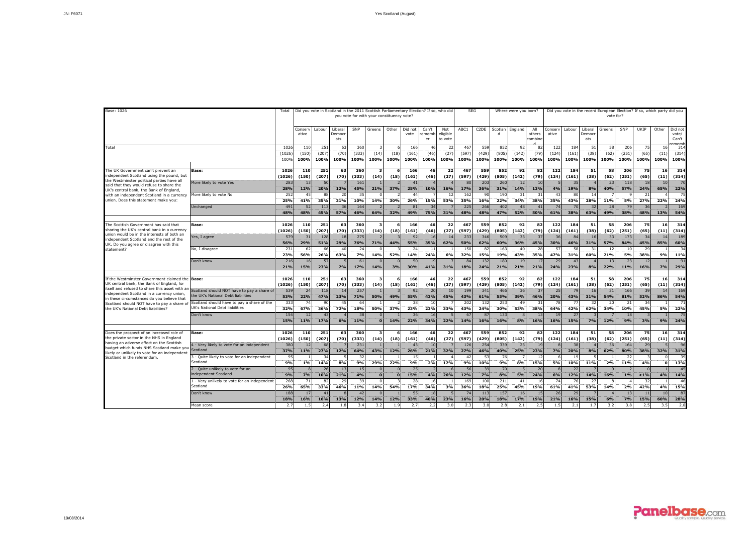| Base: 1026 | | Total | Did you vote in Scotland in the 2011 Scottish Parliamentary Election? If so, who did you vote for with your constituency vote? | | | | | | | | | SEG | | Where were you born? | | | Did you vote in the recent European Election? If so, which party did you vote for? | | | | | | | |
|---|---|---|---|---|---|---|---|---|---|---|---|---|---|---|---|---|---|---|---|---|---|---|---|---|
| | | | Conservative | Labour | Liberal Democrats | SNP | Greens | Other | Did not vote | Can't remember | Not eligible to vote | ABC1 | C2DE | Scotland | England | All others combined | Conservative | Labour | Liberal Democrats | Greens | SNP | UKIP | Other | Did not vote/ Can't remember |
| Total | | 1026 | 110 | 251 | 63 | 360 | 3 | 6 | 166 | 46 | 22 | 467 | 559 | 852 | 92 | 82 | 122 | 184 | 51 | 58 | 206 | 75 | 16 | 314 |
| | | (1026) | (150) | (207) | (70) | (333) | (14) | (18) | (161) | (46) | (27) | (597) | (429) | (805) | (142) | (79) | (124) | (161) | (38) | (62) | (251) | (65) | (11) | (314) |
| | | 100% | 100% | 100% | 100% | 100% | 100% | 100% | 100% | 100% | 100% | 100% | 100% | 100% | 100% | 100% | 100% | 100% | 100% | 100% | 100% | 100% | 100% | 100% |
| The UK Government can't prevent an independent Scotland using the pound, but the Westminster political parties have all said that they would refuse to share the UK's central bank, the Bank of England, with an independent Scotland in a currency union. Does this statement make you: | **Base:** | **1026** | **110** | **251** | **63** | **360** | **3** | **6** | **166** | **46** | **22** | **467** | **559** | **852** | **92** | **82** | **122** | **184** | **51** | **58** | **206** | **75** | **16** | **314** |
| | | **(1026)** | **(150)** | **(207)** | **(70)** | **(333)** | **(14)** | **(18)** | **(161)** | **(46)** | **(27)** | **(597)** | **(429)** | **(805)** | **(142)** | **(79)** | **(124)** | **(161)** | **(38)** | **(62)** | **(251)** | **(65)** | **(11)** | **(314)** |
| | More likely to vote Yes | 283 | 13 | 50 | 7 | 161 | 1 | 2 | 41 | 4 | 4 | 80 | 203 | 260 | 12 | 10 | 5 | 35 | 4 | 23 | 118 | 18 | 10 | 70 |
| | | **28%** | **12%** | **20%** | **12%** | **45%** | **21%** | **37%** | **25%** | **10%** | **16%** | **17%** | **36%** | **31%** | **14%** | **13%** | **4%** | **19%** | **8%** | **40%** | **57%** | **24%** | **65%** | **22%** |
| | More likely to vote No | 252 | 45 | 88 | 20 | 35 | 0 | 2 | 44 | 7 | 12 | 162 | 90 | 190 | 31 | 31 | 43 | 80 | 14 | 7 | 9 | 21 | 4 | 75 |
| | | **25%** | **41%** | **35%** | **31%** | **10%** | **14%** | **30%** | **26%** | **15%** | **53%** | **35%** | **16%** | **22%** | **34%** | **38%** | **35%** | **43%** | **28%** | **11%** | **5%** | **27%** | **22%** | **24%** |
| | Unchanged | 491 | 52 | 113 | 36 | 164 | 2 | 2 | 81 | 34 | 7 | 225 | 266 | 402 | 48 | 41 | 74 | 70 | 32 | 28 | 79 | 36 | 2 | 169 |
| | | **48%** | **48%** | **45%** | **57%** | **46%** | **64%** | **32%** | **49%** | **75%** | **31%** | **48%** | **48%** | **47%** | **52%** | **50%** | **61%** | **38%** | **63%** | **49%** | **38%** | **48%** | **13%** | **54%** |
| The Scottish Government has said that sharing the UK's central bank in a currency union would be in the interests of both an independent Scotland and the rest of the UK. Do you agree or disagree with this statement? | **Base:** | **1026** | **110** | **251** | **63** | **360** | **3** | **6** | **166** | **46** | **22** | **467** | **559** | **852** | **92** | **82** | **122** | **184** | **51** | **58** | **206** | **75** | **16** | **314** |
| | | **(1026)** | **(150)** | **(207)** | **(70)** | **(333)** | **(14)** | **(18)** | **(161)** | **(46)** | **(27)** | **(597)** | **(429)** | **(805)** | **(142)** | **(79)** | **(124)** | **(161)** | **(38)** | **(62)** | **(251)** | **(65)** | **(11)** | **(314)** |
| | Yes, I agree | 579 | 31 | 128 | 18 | 275 | 2 | 3 | 92 | 16 | 14 | 233 | 346 | 509 | 33 | 37 | 36 | 84 | 16 | 33 | 173 | 34 | 14 | 189 |
| | | **56%** | **29%** | **51%** | **29%** | **76%** | **71%** | **44%** | **55%** | **35%** | **62%** | **50%** | **62%** | **60%** | **36%** | **45%** | **30%** | **46%** | **31%** | **57%** | **84%** | **45%** | **85%** | **60%** |
| | No, I disagree | 231 | 62 | 66 | 40 | 24 | 0 | 3 | 24 | 11 | 1 | 150 | 82 | 163 | 40 | 28 | 57 | 58 | 31 | 12 | 10 | 29 | 1 | 34 |
| | | **23%** | **56%** | **26%** | **63%** | **7%** | **14%** | **52%** | **14%** | **24%** | **6%** | **32%** | **15%** | **19%** | **43%** | **35%** | **47%** | **31%** | **60%** | **21%** | **5%** | **38%** | **9%** | **11%** |
| | Don't know | 216 | 16 | 57 | 5 | 61 | 0 | 0 | 50 | 19 | 7 | 84 | 132 | 180 | 19 | 17 | 29 | 43 | 4 | 13 | 23 | 12 | 1 | 91 |
| | | **21%** | **15%** | **23%** | **7%** | **17%** | **14%** | **3%** | **30%** | **41%** | **31%** | **18%** | **24%** | **21%** | **21%** | **21%** | **24%** | **23%** | **8%** | **22%** | **11%** | **16%** | **7%** | **29%** |
| If the Westminster Government claimed the UK central bank, the Bank of England, for itself and refused to share this asset with an independent Scotland in a currency union, in these circumstances do you believe that Scotland should NOT have to pay a share of the UK's National Debt liabilities? | **Base:** | **1026** | **110** | **251** | **63** | **360** | **3** | **6** | **166** | **46** | **22** | **467** | **559** | **852** | **92** | **82** | **122** | **184** | **51** | **58** | **206** | **75** | **16** | **314** |
| | | **(1026)** | **(150)** | **(207)** | **(70)** | **(333)** | **(14)** | **(18)** | **(161)** | **(46)** | **(27)** | **(597)** | **(429)** | **(805)** | **(142)** | **(79)** | **(124)** | **(161)** | **(38)** | **(62)** | **(251)** | **(65)** | **(11)** | **(314)** |
| | Scotland should NOT have to pay a share of the UK's National Debt liabilities | 539 | 24 | 118 | 14 | 257 | 1 | 3 | 92 | 20 | 10 | 199 | 341 | 466 | 36 | 37 | 25 | 79 | 16 | 31 | 166 | 39 | 14 | 169 |
| | | **53%** | **22%** | **47%** | **23%** | **71%** | **50%** | **49%** | **55%** | **43%** | **45%** | **43%** | **61%** | **55%** | **39%** | **46%** | **20%** | **43%** | **31%** | **54%** | **81%** | **52%** | **86%** | **54%** |
| | Scotland should have to pay a share of the UK's National Debt liabilities | 333 | 74 | 90 | 45 | 64 | 1 | 2 | 38 | 10 | 7 | 202 | 132 | 253 | 49 | 31 | 78 | 77 | 32 | 20 | 21 | 34 | 1 | 71 |
| | | **32%** | **67%** | **36%** | **72%** | **18%** | **50%** | **37%** | **23%** | **23%** | **33%** | **43%** | **24%** | **30%** | **53%** | **38%** | **64%** | **42%** | **62%** | **34%** | **10%** | **45%** | **5%** | **22%** |
| | Don't know | 154 | 12 | 43 | 4 | 38 | 0 | 1 | 36 | 16 | 5 | 67 | 87 | 133 | 8 | 13 | 19 | 27 | 3 | 7 | 18 | 3 | 1 | 75 |
| | | **15%** | **11%** | **17%** | **6%** | **11%** | **0** | **14%** | **22%** | **34%** | **22%** | **14%** | **16%** | **16%** | **8%** | **16%** | **16%** | **15%** | **7%** | **12%** | **9%** | **3%** | **9%** | **24%** |
| Does the prospect of an increased role of the private sector in the NHS in England having an adverse effect on the Scottish budget which funds NHS Scotland make you likely or unlikely to vote for an independent Scotland in the referendum. | **Base:** | **1026** | **110** | **251** | **63** | **360** | **3** | **6** | **166** | **46** | **22** | **467** | **559** | **852** | **92** | **82** | **122** | **184** | **51** | **58** | **206** | **75** | **16** | **314** |
| | | **(1026)** | **(150)** | **(207)** | **(70)** | **(333)** | **(14)** | **(18)** | **(161)** | **(46)** | **(27)** | **(597)** | **(429)** | **(805)** | **(142)** | **(79)** | **(124)** | **(161)** | **(38)** | **(62)** | **(251)** | **(65)** | **(11)** | **(314)** |
| | 4 - Very likely to vote for an independent Scotland | 380 | 12 | 68 | 7 | 231 | 1 | 1 | 43 | 10 | 7 | 126 | 254 | 339 | 23 | 19 | 8 | 38 | 4 | 36 | 164 | 29 | 5 | 96 |
| | | **37%** | **11%** | **27%** | **12%** | **64%** | **43%** | **12%** | **26%** | **21%** | **32%** | **27%** | **46%** | **40%** | **25%** | **23%** | **7%** | **20%** | **8%** | **62%** | **80%** | **38%** | **32%** | **31%** |
| | 3 - Quite likely to vote for an independent Scotland | 95 | 1 | 34 | 5 | 32 | 1 | 1 | 15 | 1 | 4 | 42 | 53 | 76 | 7 | 12 | 6 | 19 | 5 | 1 | 22 | 3 | 0 | 39 |
| | | **9%** | **1%** | **14%** | **8%** | **9%** | **29%** | **22%** | **9%** | **2%** | **17%** | **9%** | **10%** | **9%** | **8%** | **15%** | **5%** | **10%** | **11%** | **2%** | **11%** | **4%** | **0** | **13%** |
| | 2 - Quite unlikely to vote for an independent Scotland | 95 | 8 | 26 | 13 | 15 | 0 | 0 | 25 | 2 | 6 | 56 | 39 | 70 | 5 | 20 | 8 | 22 | 7 | 9 | 2 | 0 | 1 | 45 |
| | | **9%** | **7%** | **10%** | **21%** | **4%** | **0** | **0** | **15%** | **4%** | **26%** | **12%** | **7%** | **8%** | **5%** | **24%** | **6%** | **12%** | **14%** | **16%** | **1%** | **<1%** | **4%** | **14%** |
| | 1 - Very unlikely to vote for an independent Scotland | 268 | 71 | 82 | 29 | 39 | 0 | 3 | 28 | 16 | 1 | 169 | 100 | 211 | 41 | 16 | 74 | 76 | 27 | 8 | 4 | 32 | 1 | 46 |
| | | **26%** | **65%** | **33%** | **46%** | **11%** | **14%** | **54%** | **17%** | **34%** | **3%** | **36%** | **18%** | **25%** | **45%** | **19%** | **61%** | **41%** | **53%** | **14%** | **2%** | **42%** | **4%** | **15%** |
| | Don't know | 188 | 17 | 41 | 8 | 42 | 0 | 1 | 55 | 18 | 5 | 74 | 113 | 157 | 16 | 15 | 26 | 29 | 7 | 4 | 13 | 11 | 10 | 87 |
| | | **18%** | **16%** | **16%** | **13%** | **12%** | **14%** | **12%** | **33%** | **40%** | **23%** | **16%** | **20%** | **18%** | **17%** | **19%** | **21%** | **16%** | **15%** | **6%** | **7%** | **15%** | **60%** | **28%** |
| | Mean score | 2.7 | 1.5 | 2.4 | 1.8 | 3.4 | 3.2 | 1.9 | 2.7 | 2.2 | 3.0 | 2.3 | 3.0 | 2.8 | 2.1 | 2.5 | 1.5 | 2.1 | 1.7 | 3.2 | 3.8 | 2.5 | 3.5 | 2.8 |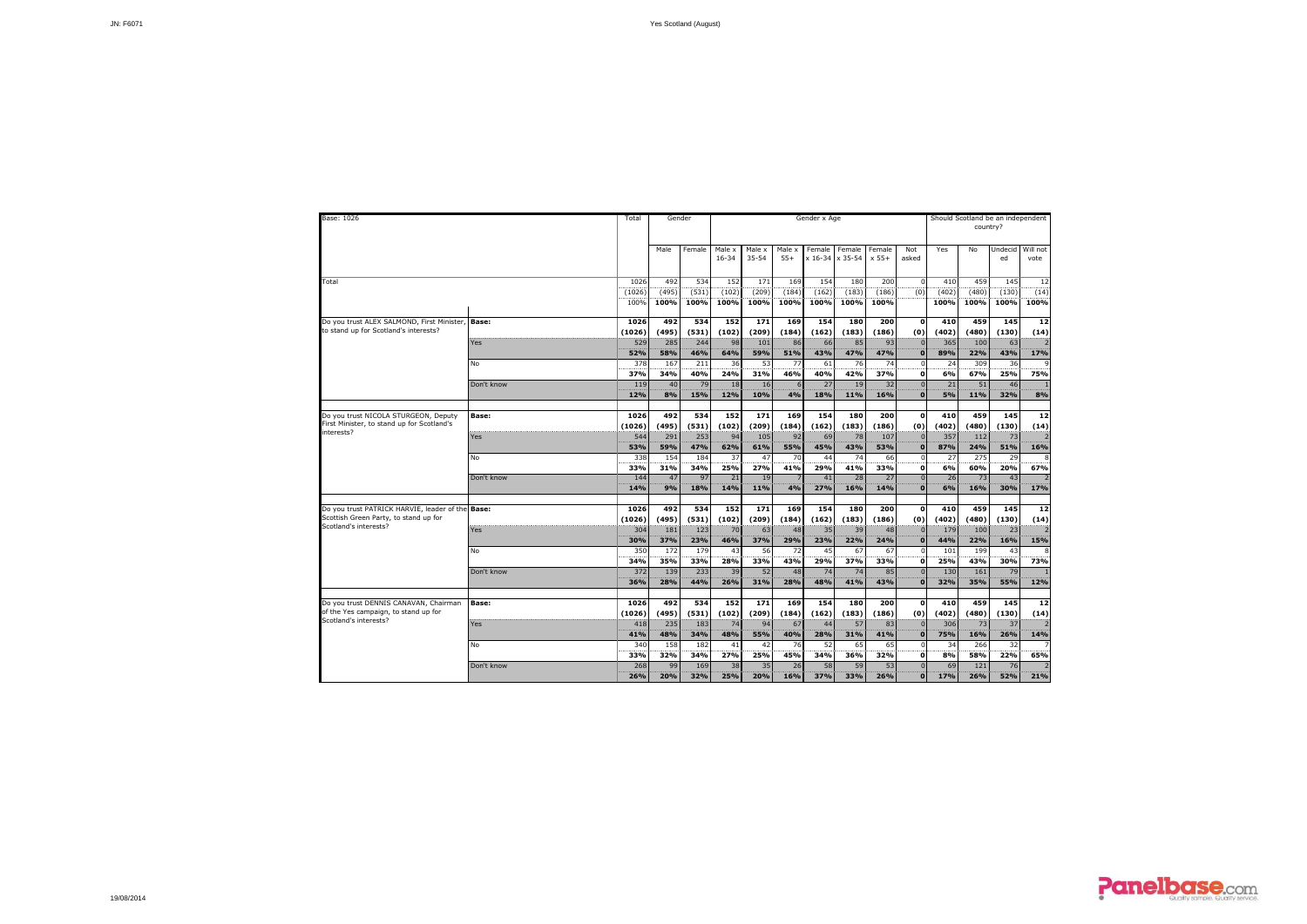| Base: 1026 | | Total | Gender | | Gender x Age | | | | | | | Should Scotland be an independent country? | | | |
|---|---|---|---|---|---|---|---|---|---|---|---|---|---|---|---|
| | | | Male | Female | Male x 16-34 | Male x 35-54 | Male x 55+ | Female x 16-34 | Female x 35-54 | Female x 55+ | Not asked | Yes | No | Undecided | Will not vote |
| Total | | 1026 | 492 | 534 | 152 | 171 | 169 | 154 | 180 | 200 | 0 | 410 | 459 | 145 | 12 |
| | | (1026) | (495) | (531) | (102) | (209) | (184) | (162) | (183) | (186) | (0) | (402) | (480) | (130) | (14) |
| | | 100% | 100% | 100% | 100% | 100% | 100% | 100% | 100% | 100% | | 100% | 100% | 100% | 100% |
| Do you trust ALEX SALMOND, First Minister, to stand up for Scotland's interests? | Base: | 1026 | 492 | 534 | 152 | 171 | 169 | 154 | 180 | 200 | 0 | 410 | 459 | 145 | 12 |
| | | (1026) | (495) | (531) | (102) | (209) | (184) | (162) | (183) | (186) | (0) | (402) | (480) | (130) | (14) |
| | Yes | 529 | 285 | 244 | 98 | 101 | 86 | 66 | 85 | 93 | 0 | 365 | 100 | 63 | 2 |
| | | 52% | 58% | 46% | 64% | 59% | 51% | 43% | 47% | 47% | 0 | 89% | 22% | 43% | 17% |
| | No | 378 | 167 | 211 | 36 | 53 | 77 | 61 | 76 | 74 | 0 | 24 | 309 | 36 | 9 |
| | | 37% | 34% | 40% | 24% | 31% | 46% | 40% | 42% | 37% | 0 | 6% | 67% | 25% | 75% |
| | Don't know | 119 | 40 | 79 | 18 | 16 | 6 | 27 | 19 | 32 | 0 | 21 | 51 | 46 | 1 |
| | | 12% | 8% | 15% | 12% | 10% | 4% | 18% | 11% | 16% | 0 | 5% | 11% | 32% | 8% |
| Do you trust NICOLA STURGEON, Deputy First Minister, to stand up for Scotland's interests? | Base: | 1026 | 492 | 534 | 152 | 171 | 169 | 154 | 180 | 200 | 0 | 410 | 459 | 145 | 12 |
| | | (1026) | (495) | (531) | (102) | (209) | (184) | (162) | (183) | (186) | (0) | (402) | (480) | (130) | (14) |
| | Yes | 544 | 291 | 253 | 94 | 105 | 92 | 69 | 78 | 107 | 0 | 357 | 112 | 73 | 2 |
| | | 53% | 59% | 47% | 62% | 61% | 55% | 45% | 43% | 53% | 0 | 87% | 24% | 51% | 16% |
| | No | 338 | 154 | 184 | 37 | 47 | 70 | 44 | 74 | 66 | 0 | 27 | 275 | 29 | 8 |
| | | 33% | 31% | 34% | 25% | 27% | 41% | 29% | 41% | 33% | 0 | 6% | 60% | 20% | 67% |
| | Don't know | 144 | 47 | 97 | 21 | 19 | 7 | 41 | 28 | 27 | 0 | 26 | 73 | 43 | 2 |
| | | 14% | 9% | 18% | 14% | 11% | 4% | 27% | 16% | 14% | 0 | 6% | 16% | 30% | 17% |
| Do you trust PATRICK HARVIE, leader of the Scottish Green Party, to stand up for Scotland's interests? | Base: | 1026 | 492 | 534 | 152 | 171 | 169 | 154 | 180 | 200 | 0 | 410 | 459 | 145 | 12 |
| | | (1026) | (495) | (531) | (102) | (209) | (184) | (162) | (183) | (186) | (0) | (402) | (480) | (130) | (14) |
| | Yes | 304 | 181 | 123 | 70 | 63 | 48 | 35 | 39 | 48 | 0 | 179 | 100 | 23 | 2 |
| | | 30% | 37% | 23% | 46% | 37% | 29% | 23% | 22% | 24% | 0 | 44% | 22% | 16% | 15% |
| | No | 350 | 172 | 179 | 43 | 56 | 72 | 45 | 67 | 67 | 0 | 101 | 199 | 43 | 8 |
| | | 34% | 35% | 33% | 28% | 33% | 43% | 29% | 37% | 33% | 0 | 25% | 43% | 30% | 73% |
| | Don't know | 372 | 139 | 233 | 39 | 52 | 48 | 74 | 74 | 85 | 0 | 130 | 161 | 79 | 1 |
| | | 36% | 28% | 44% | 26% | 31% | 28% | 48% | 41% | 43% | 0 | 32% | 35% | 55% | 12% |
| Do you trust DENNIS CANAVAN, Chairman of the Yes campaign, to stand up for Scotland's interests? | Base: | 1026 | 492 | 534 | 152 | 171 | 169 | 154 | 180 | 200 | 0 | 410 | 459 | 145 | 12 |
| | | (1026) | (495) | (531) | (102) | (209) | (184) | (162) | (183) | (186) | (0) | (402) | (480) | (130) | (14) |
| | Yes | 418 | 235 | 183 | 74 | 94 | 67 | 44 | 57 | 83 | 0 | 306 | 73 | 37 | 2 |
| | | 41% | 48% | 34% | 48% | 55% | 40% | 28% | 31% | 41% | 0 | 75% | 16% | 26% | 14% |
| | No | 340 | 158 | 182 | 41 | 42 | 76 | 52 | 65 | 65 | 0 | 34 | 266 | 32 | 7 |
| | | 33% | 32% | 34% | 27% | 25% | 45% | 34% | 36% | 32% | 0 | 8% | 58% | 22% | 65% |
| | Don't know | 268 | 99 | 169 | 38 | 35 | 26 | 58 | 59 | 53 | 0 | 69 | 121 | 76 | 2 |
| | | 26% | 20% | 32% | 25% | 20% | 16% | 37% | 33% | 26% | 0 | 17% | 26% | 52% | 21% |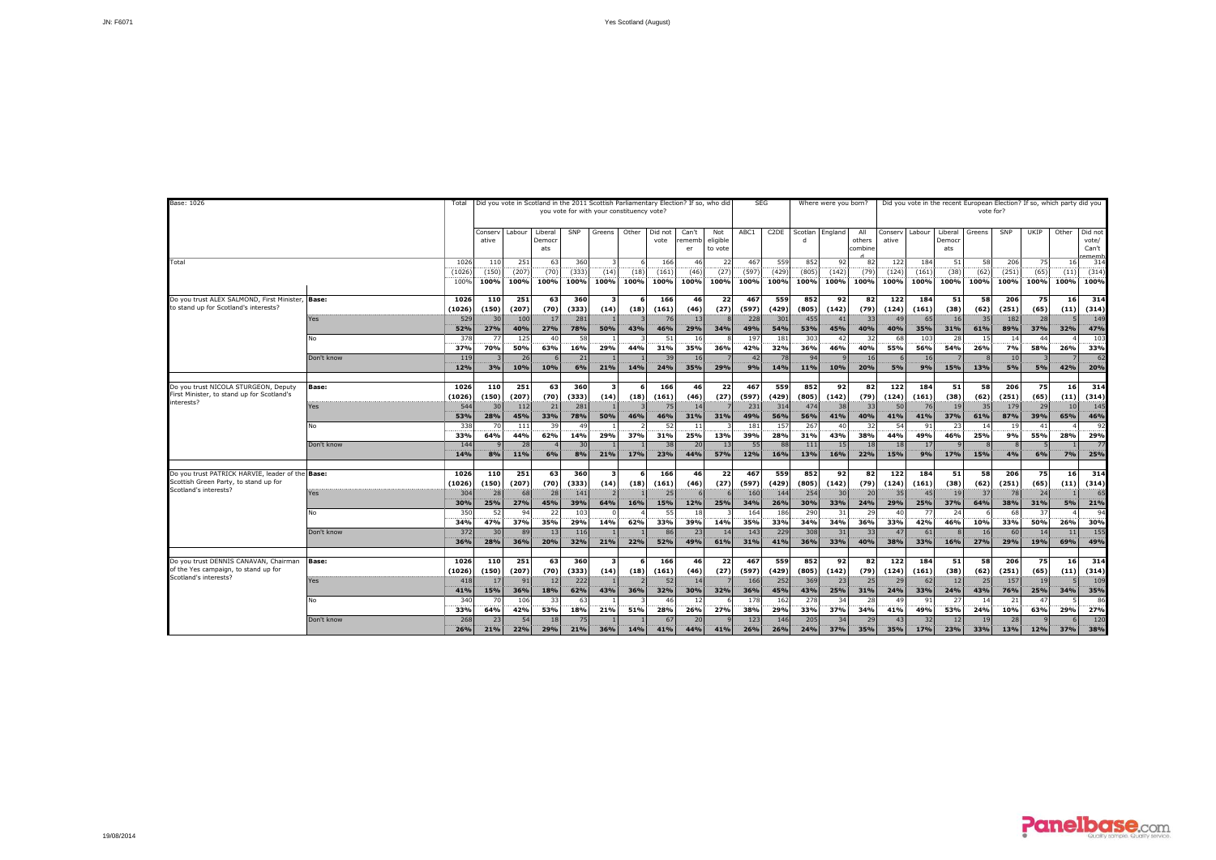JN: F6071

Yes Scotland (August)

| Base: 1026 | | Total | Did you vote in Scotland in the 2011 Scottish Parliamentary Election? If so, who did you vote for with your constituency vote? | | | | | | | | | SEG | | Where were you born? | | | Did you vote in the recent European Election? If so, which party did you vote for? | | | | | | | |
|---|---|---|---|---|---|---|---|---|---|---|---|---|---|---|---|---|---|---|---|---|---|---|---|---|
| | | | Conservative | Labour | Liberal Democrats | SNP | Greens | Other | Did not vote | Can't remember | Not eligible to vote | ABC1 | C2DE | Scotland | England | All others combined | Conservative | Labour | Liberal Democrats | Greens | SNP | UKIP | Other | Did not vote/ Can't remember |
| Total | | 1026 | 110 | 251 | 63 | 360 | 3 | 6 | 166 | 46 | 22 | 467 | 559 | 852 | 92 | 82 | 122 | 184 | 51 | 58 | 206 | 75 | 16 | 314 |
| | | (1026) | (150) | (207) | (70) | (333) | (14) | (18) | (161) | (46) | (27) | (597) | (429) | (805) | (142) | (79) | (124) | (161) | (38) | (62) | (251) | (65) | (11) | (314) |
| | | 100% | 100% | 100% | 100% | 100% | 100% | 100% | 100% | 100% | 100% | 100% | 100% | 100% | 100% | 100% | 100% | 100% | 100% | 100% | 100% | 100% | 100% | 100% |
| Do you trust ALEX SALMOND, First Minister, to stand up for Scotland's interests? | Base: | 1026 | 110 | 251 | 63 | 360 | 3 | 6 | 166 | 46 | 22 | 467 | 559 | 852 | 92 | 82 | 122 | 184 | 51 | 58 | 206 | 75 | 16 | 314 |
| | | (1026) | (150) | (207) | (70) | (333) | (14) | (18) | (161) | (46) | (27) | (597) | (429) | (805) | (142) | (79) | (124) | (161) | (38) | (62) | (251) | (65) | (11) | (314) |
| | Yes | 529 | 30 | 100 | 17 | 281 | 1 | 3 | 76 | 13 | 8 | 228 | 301 | 455 | 41 | 33 | 49 | 65 | 16 | 35 | 182 | 28 | 5 | 149 |
| | | 52% | 27% | 40% | 27% | 78% | 50% | 43% | 46% | 29% | 34% | 49% | 54% | 53% | 45% | 40% | 40% | 35% | 31% | 61% | 89% | 37% | 32% | 47% |
| | No | 378 | 77 | 125 | 40 | 58 | 1 | 3 | 51 | 16 | 8 | 197 | 181 | 303 | 42 | 32 | 68 | 103 | 28 | 15 | 14 | 44 | 4 | 103 |
| | | 37% | 70% | 50% | 63% | 16% | 29% | 44% | 31% | 35% | 36% | 42% | 32% | 36% | 46% | 40% | 55% | 56% | 54% | 26% | 7% | 58% | 26% | 33% |
| | Don't know | 119 | 3 | 26 | 6 | 21 | 1 | 1 | 39 | 16 | 7 | 42 | 78 | 94 | 9 | 16 | 6 | 16 | 7 | 8 | 10 | 3 | 7 | 62 |
| | | 12% | 3% | 10% | 10% | 6% | 21% | 14% | 24% | 35% | 29% | 9% | 14% | 11% | 10% | 20% | 5% | 9% | 15% | 13% | 5% | 5% | 42% | 20% |
| Do you trust NICOLA STURGEON, Deputy First Minister, to stand up for Scotland's interests? | Base: | 1026 | 110 | 251 | 63 | 360 | 3 | 6 | 166 | 46 | 22 | 467 | 559 | 852 | 92 | 82 | 122 | 184 | 51 | 58 | 206 | 75 | 16 | 314 |
| | | (1026) | (150) | (207) | (70) | (333) | (14) | (18) | (161) | (46) | (27) | (597) | (429) | (805) | (142) | (79) | (124) | (161) | (38) | (62) | (251) | (65) | (11) | (314) |
| | Yes | 544 | 30 | 112 | 21 | 281 | 1 | 3 | 75 | 14 | 7 | 231 | 314 | 474 | 38 | 33 | 50 | 76 | 19 | 35 | 179 | 29 | 10 | 145 |
| | | 53% | 28% | 45% | 33% | 78% | 50% | 46% | 46% | 31% | 31% | 49% | 56% | 56% | 41% | 40% | 41% | 41% | 37% | 61% | 87% | 39% | 65% | 46% |
| | No | 338 | 70 | 111 | 39 | 49 | 1 | 2 | 52 | 11 | 3 | 181 | 157 | 267 | 40 | 32 | 54 | 91 | 23 | 14 | 19 | 41 | 4 | 92 |
| | | 33% | 64% | 44% | 62% | 14% | 29% | 37% | 31% | 25% | 13% | 39% | 28% | 31% | 43% | 38% | 44% | 49% | 46% | 25% | 9% | 55% | 28% | 29% |
| | Don't know | 144 | 9 | 28 | 4 | 30 | 1 | 1 | 38 | 20 | 13 | 55 | 88 | 111 | 15 | 18 | 18 | 17 | 9 | 8 | 8 | 5 | 1 | 77 |
| | | 14% | 8% | 11% | 6% | 8% | 21% | 17% | 23% | 44% | 57% | 12% | 16% | 13% | 16% | 22% | 15% | 9% | 17% | 15% | 4% | 6% | 7% | 25% |
| Do you trust PATRICK HARVIE, leader of the Scottish Green Party, to stand up for Scotland's interests? | Base: | 1026 | 110 | 251 | 63 | 360 | 3 | 6 | 166 | 46 | 22 | 467 | 559 | 852 | 92 | 82 | 122 | 184 | 51 | 58 | 206 | 75 | 16 | 314 |
| | | (1026) | (150) | (207) | (70) | (333) | (14) | (18) | (161) | (46) | (27) | (597) | (429) | (805) | (142) | (79) | (124) | (161) | (38) | (62) | (251) | (65) | (11) | (314) |
| | Yes | 304 | 28 | 68 | 28 | 141 | 2 | 1 | 25 | 6 | 6 | 160 | 144 | 254 | 30 | 20 | 35 | 45 | 19 | 37 | 78 | 24 | 1 | 65 |
| | | 30% | 25% | 27% | 45% | 39% | 64% | 16% | 15% | 12% | 25% | 34% | 26% | 30% | 33% | 24% | 29% | 25% | 37% | 64% | 38% | 31% | 5% | 21% |
| | No | 350 | 52 | 94 | 22 | 103 | 0 | 4 | 55 | 18 | 3 | 164 | 186 | 290 | 31 | 29 | 40 | 77 | 24 | 6 | 68 | 37 | 4 | 94 |
| | | 34% | 47% | 37% | 35% | 29% | 14% | 62% | 33% | 39% | 14% | 35% | 33% | 34% | 34% | 36% | 33% | 42% | 46% | 10% | 33% | 50% | 26% | 30% |
| | Don't know | 372 | 30 | 89 | 13 | 116 | 1 | 1 | 86 | 23 | 14 | 143 | 229 | 308 | 31 | 33 | 47 | 61 | 8 | 16 | 60 | 14 | 11 | 155 |
| | | 36% | 28% | 36% | 20% | 32% | 21% | 22% | 52% | 49% | 61% | 31% | 41% | 36% | 33% | 40% | 38% | 33% | 16% | 27% | 29% | 19% | 69% | 49% |
| Do you trust DENNIS CANAVAN, Chairman of the Yes campaign, to stand up for Scotland's interests? | Base: | 1026 | 110 | 251 | 63 | 360 | 3 | 6 | 166 | 46 | 22 | 467 | 559 | 852 | 92 | 82 | 122 | 184 | 51 | 58 | 206 | 75 | 16 | 314 |
| | | (1026) | (150) | (207) | (70) | (333) | (14) | (18) | (161) | (46) | (27) | (597) | (429) | (805) | (142) | (79) | (124) | (161) | (38) | (62) | (251) | (65) | (11) | (314) |
| | Yes | 418 | 17 | 91 | 12 | 222 | 1 | 2 | 52 | 14 | 7 | 166 | 252 | 369 | 23 | 25 | 29 | 62 | 12 | 25 | 157 | 19 | 5 | 109 |
| | | 41% | 15% | 36% | 18% | 62% | 43% | 36% | 32% | 30% | 32% | 36% | 45% | 43% | 25% | 31% | 24% | 33% | 24% | 43% | 76% | 25% | 34% | 35% |
| | No | 340 | 70 | 106 | 33 | 63 | 1 | 3 | 46 | 12 | 6 | 178 | 162 | 278 | 34 | 28 | 49 | 91 | 27 | 14 | 21 | 47 | 5 | 86 |
| | | 33% | 64% | 42% | 53% | 18% | 21% | 51% | 28% | 26% | 27% | 38% | 29% | 33% | 37% | 34% | 41% | 49% | 53% | 24% | 10% | 63% | 29% | 27% |
| | Don't know | 268 | 23 | 54 | 18 | 75 | 1 | 1 | 67 | 20 | 9 | 123 | 146 | 205 | 34 | 29 | 43 | 32 | 12 | 19 | 28 | 9 | 6 | 120 |
| | | 26% | 21% | 22% | 29% | 21% | 36% | 14% | 41% | 44% | 41% | 26% | 26% | 24% | 37% | 35% | 35% | 17% | 23% | 33% | 13% | 12% | 37% | 38% |

19/08/2014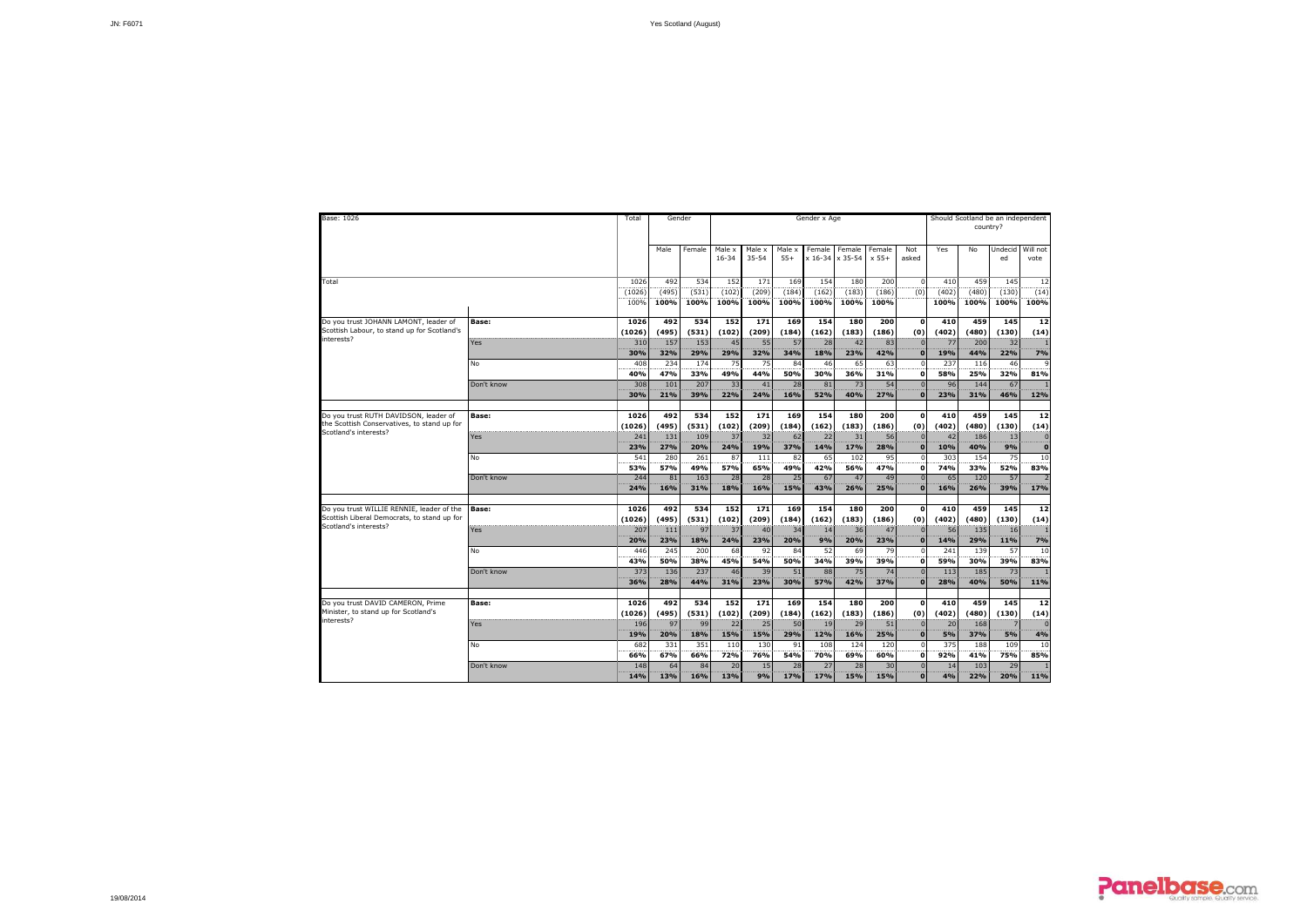| Base: 1026 | | Total | Gender | | Gender x Age | | | | | | | Should Scotland be an independent country? | | | |
|---|---|---|---|---|---|---|---|---|---|---|---|---|---|---|---|
| | | | Male | Female | Male x 16-34 | Male x 35-54 | Male x 55+ | Female x 16-34 | Female x 35-54 | Female x 55+ | Not asked | Yes | No | Undecided | Will not vote |
| Total | | 1026 | 492 | 534 | 152 | 171 | 169 | 154 | 180 | 200 | 0 | 410 | 459 | 145 | 12 |
| | | (1026) | (495) | (531) | (102) | (209) | (184) | (162) | (183) | (186) | (0) | (402) | (480) | (130) | (14) |
| | | 100% | 100% | 100% | 100% | 100% | 100% | 100% | 100% | 100% | | 100% | 100% | 100% | 100% |
| Do you trust JOHANN LAMONT, leader of Scottish Labour, to stand up for Scotland's interests? | Base: | 1026 | 492 | 534 | 152 | 171 | 169 | 154 | 180 | 200 | 0 | 410 | 459 | 145 | 12 |
| | | (1026) | (495) | (531) | (102) | (209) | (184) | (162) | (183) | (186) | (0) | (402) | (480) | (130) | (14) |
| | Yes | 310 | 157 | 153 | 45 | 55 | 57 | 28 | 42 | 83 | 0 | 77 | 200 | 32 | 1 |
| | | 30% | 32% | 29% | 29% | 32% | 34% | 18% | 23% | 42% | 0 | 19% | 44% | 22% | 7% |
| | No | 408 | 234 | 174 | 75 | 75 | 84 | 46 | 65 | 63 | 0 | 237 | 116 | 46 | 9 |
| | | 40% | 47% | 33% | 49% | 44% | 50% | 30% | 36% | 31% | 0 | 58% | 25% | 32% | 81% |
| | Don't know | 308 | 101 | 207 | 33 | 41 | 28 | 81 | 73 | 54 | 0 | 96 | 144 | 67 | 1 |
| | | 30% | 21% | 39% | 22% | 24% | 16% | 52% | 40% | 27% | 0 | 23% | 31% | 46% | 12% |
| Do you trust RUTH DAVIDSON, leader of the Scottish Conservatives, to stand up for Scotland's interests? | Base: | 1026 | 492 | 534 | 152 | 171 | 169 | 154 | 180 | 200 | 0 | 410 | 459 | 145 | 12 |
| | | (1026) | (495) | (531) | (102) | (209) | (184) | (162) | (183) | (186) | (0) | (402) | (480) | (130) | (14) |
| | Yes | 241 | 131 | 109 | 37 | 32 | 62 | 22 | 31 | 56 | 0 | 42 | 186 | 13 | 0 |
| | | 23% | 27% | 20% | 24% | 19% | 37% | 14% | 17% | 28% | 0 | 10% | 40% | 9% | 0 |
| | No | 541 | 280 | 261 | 87 | 111 | 82 | 65 | 102 | 95 | 0 | 303 | 154 | 75 | 10 |
| | | 53% | 57% | 49% | 57% | 65% | 49% | 42% | 56% | 47% | 0 | 74% | 33% | 52% | 83% |
| | Don't know | 244 | 81 | 163 | 28 | 28 | 25 | 67 | 47 | 49 | 0 | 65 | 120 | 57 | 2 |
| | | 24% | 16% | 31% | 18% | 16% | 15% | 43% | 26% | 25% | 0 | 16% | 26% | 39% | 17% |
| Do you trust WILLIE RENNIE, leader of the Scottish Liberal Democrats, to stand up for Scotland's interests? | Base: | 1026 | 492 | 534 | 152 | 171 | 169 | 154 | 180 | 200 | 0 | 410 | 459 | 145 | 12 |
| | | (1026) | (495) | (531) | (102) | (209) | (184) | (162) | (183) | (186) | (0) | (402) | (480) | (130) | (14) |
| | Yes | 207 | 111 | 97 | 37 | 40 | 34 | 14 | 36 | 47 | 0 | 56 | 135 | 16 | 1 |
| | | 20% | 23% | 18% | 24% | 23% | 20% | 9% | 20% | 23% | 0 | 14% | 29% | 11% | 7% |
| | No | 446 | 245 | 200 | 68 | 92 | 84 | 52 | 69 | 79 | 0 | 241 | 139 | 57 | 10 |
| | | 43% | 50% | 38% | 45% | 54% | 50% | 34% | 39% | 39% | 0 | 59% | 30% | 39% | 83% |
| | Don't know | 373 | 136 | 237 | 46 | 39 | 51 | 88 | 75 | 74 | 0 | 113 | 185 | 73 | 1 |
| | | 36% | 28% | 44% | 31% | 23% | 30% | 57% | 42% | 37% | 0 | 28% | 40% | 50% | 11% |
| Do you trust DAVID CAMERON, Prime Minister, to stand up for Scotland's interests? | Base: | 1026 | 492 | 534 | 152 | 171 | 169 | 154 | 180 | 200 | 0 | 410 | 459 | 145 | 12 |
| | | (1026) | (495) | (531) | (102) | (209) | (184) | (162) | (183) | (186) | (0) | (402) | (480) | (130) | (14) |
| | Yes | 196 | 97 | 99 | 22 | 25 | 50 | 19 | 29 | 51 | 0 | 20 | 168 | 7 | 0 |
| | | 19% | 20% | 18% | 15% | 15% | 29% | 12% | 16% | 25% | 0 | 5% | 37% | 5% | 4% |
| | No | 682 | 331 | 351 | 110 | 130 | 91 | 108 | 124 | 120 | 0 | 375 | 188 | 109 | 10 |
| | | 66% | 67% | 66% | 72% | 76% | 54% | 70% | 69% | 60% | 0 | 92% | 41% | 75% | 85% |
| | Don't know | 148 | 64 | 84 | 20 | 15 | 28 | 27 | 28 | 30 | 0 | 14 | 103 | 29 | 1 |
| | | 14% | 13% | 16% | 13% | 9% | 17% | 17% | 15% | 15% | 0 | 4% | 22% | 20% | 11% |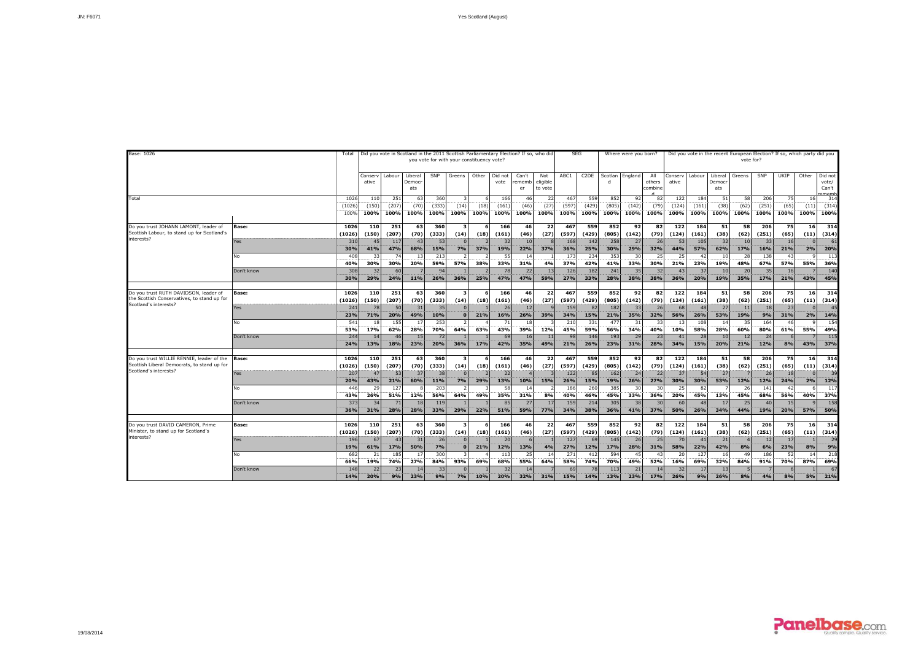Yes Scotland (August)

| Base: 1026 | | Total | Did you vote in Scotland in the 2011 Scottish Parliamentary Election? If so, who did you vote for with your constituency vote? | | | | | | | | | SEG | | Where were you born? | | | Did you vote in the recent European Election? If so, which party did you vote for? | | | | | | | |
|---|---|---|---|---|---|---|---|---|---|---|---|---|---|---|---|---|---|---|---|---|---|---|---|---|
| | | | Conservative | Labour | Liberal Democrats | SNP | Greens | Other | Did not vote | Can't remember | Not eligible to vote | ABC1 | C2DE | Scotland | England | All others combined | Conservative | Labour | Liberal Democrats | Greens | SNP | UKIP | Other | Did not vote/ Can't remember |
| Total | | 1026 | 110 | 251 | 63 | 360 | 3 | 6 | 166 | 46 | 22 | 467 | 559 | 852 | 92 | 82 | 122 | 184 | 51 | 58 | 206 | 75 | 16 | 314 |
| | | (1026) | (150) | (207) | (70) | (333) | (14) | (18) | (161) | (46) | (27) | (597) | (429) | (805) | (142) | (79) | (124) | (161) | (38) | (62) | (251) | (65) | (11) | (314) |
| | | 100% | 100% | 100% | 100% | 100% | 100% | 100% | 100% | 100% | 100% | 100% | 100% | 100% | 100% | 100% | 100% | 100% | 100% | 100% | 100% | 100% | 100% | 100% |
| Do you trust JOHANN LAMONT, leader of Scottish Labour, to stand up for Scotland's interests? | **Base:** | **1026** | **110** | **251** | **63** | **360** | **3** | **6** | **166** | **46** | **22** | **467** | **559** | **852** | **92** | **82** | **122** | **184** | **51** | **58** | **206** | **75** | **16** | **314** |
| | | **(1026)** | **(150)** | **(207)** | **(70)** | **(333)** | **(14)** | **(18)** | **(161)** | **(46)** | **(27)** | **(597)** | **(429)** | **(805)** | **(142)** | **(79)** | **(124)** | **(161)** | **(38)** | **(62)** | **(251)** | **(65)** | **(11)** | **(314)** |
| | Yes | 310 | 45 | 117 | 43 | 53 | 0 | 2 | 32 | 10 | 8 | 168 | 142 | 258 | 27 | 26 | 53 | 105 | 32 | 10 | 33 | 16 | 0 | 61 |
| | | **30%** | **41%** | **47%** | **68%** | **15%** | **7%** | **37%** | **19%** | **22%** | **37%** | **36%** | **25%** | **30%** | **29%** | **32%** | **44%** | **57%** | **62%** | **17%** | **16%** | **21%** | **2%** | **20%** |
| | No | 408 | 33 | 74 | 13 | 213 | 2 | 2 | 55 | 14 | 1 | 173 | 234 | 353 | 30 | 25 | 25 | 42 | 10 | 28 | 138 | 43 | 9 | 113 |
| | | **40%** | **30%** | **30%** | **20%** | **59%** | **57%** | **38%** | **33%** | **31%** | **4%** | **37%** | **42%** | **41%** | **33%** | **30%** | **21%** | **23%** | **19%** | **48%** | **67%** | **57%** | **55%** | **36%** |
| | Don't know | 308 | 32 | 60 | 7 | 94 | 1 | 2 | 78 | 22 | 13 | 126 | 182 | 241 | 35 | 32 | 43 | 37 | 10 | 20 | 35 | 16 | 7 | 140 |
| | | **30%** | **29%** | **24%** | **11%** | **26%** | **36%** | **25%** | **47%** | **47%** | **59%** | **27%** | **33%** | **28%** | **38%** | **38%** | **36%** | **20%** | **19%** | **35%** | **17%** | **21%** | **43%** | **45%** |
| Do you trust RUTH DAVIDSON, leader of the Scottish Conservatives, to stand up for Scotland's interests? | **Base:** | **1026** | **110** | **251** | **63** | **360** | **3** | **6** | **166** | **46** | **22** | **467** | **559** | **852** | **92** | **82** | **122** | **184** | **51** | **58** | **206** | **75** | **16** | **314** |
| | | **(1026)** | **(150)** | **(207)** | **(70)** | **(333)** | **(14)** | **(18)** | **(161)** | **(46)** | **(27)** | **(597)** | **(429)** | **(805)** | **(142)** | **(79)** | **(124)** | **(161)** | **(38)** | **(62)** | **(251)** | **(65)** | **(11)** | **(314)** |
| | Yes | 241 | 78 | 50 | 31 | 35 | 0 | 1 | 26 | 12 | 9 | 159 | 82 | 182 | 33 | 26 | 68 | 48 | 27 | 11 | 18 | 23 | 0 | 45 |
| | | **23%** | **71%** | **20%** | **49%** | **10%** | **0** | **21%** | **16%** | **26%** | **39%** | **34%** | **15%** | **21%** | **35%** | **32%** | **56%** | **26%** | **53%** | **19%** | **9%** | **31%** | **2%** | **14%** |
| | No | 541 | 18 | 155 | 17 | 253 | 2 | 4 | 71 | 18 | 3 | 210 | 331 | 477 | 31 | 33 | 13 | 108 | 14 | 35 | 164 | 46 | 9 | 154 |
| | | **53%** | **17%** | **62%** | **28%** | **70%** | **64%** | **63%** | **43%** | **39%** | **12%** | **45%** | **59%** | **56%** | **34%** | **40%** | **10%** | **58%** | **28%** | **60%** | **80%** | **61%** | **55%** | **49%** |
| | Don't know | 244 | 14 | 46 | 15 | 72 | 1 | 1 | 69 | 16 | 11 | 98 | 146 | 193 | 29 | 23 | 41 | 28 | 10 | 12 | 24 | 6 | 7 | 115 |
| | | **24%** | **13%** | **18%** | **23%** | **20%** | **36%** | **17%** | **42%** | **35%** | **49%** | **21%** | **26%** | **23%** | **31%** | **28%** | **34%** | **15%** | **20%** | **21%** | **12%** | **8%** | **43%** | **37%** |
| Do you trust WILLIE RENNIE, leader of the Scottish Liberal Democrats, to stand up for Scotland's interests? | **Base:** | **1026** | **110** | **251** | **63** | **360** | **3** | **6** | **166** | **46** | **22** | **467** | **559** | **852** | **92** | **82** | **122** | **184** | **51** | **58** | **206** | **75** | **16** | **314** |
| | | **(1026)** | **(150)** | **(207)** | **(70)** | **(333)** | **(14)** | **(18)** | **(161)** | **(46)** | **(27)** | **(597)** | **(429)** | **(805)** | **(142)** | **(79)** | **(124)** | **(161)** | **(38)** | **(62)** | **(251)** | **(65)** | **(11)** | **(314)** |
| | Yes | 207 | 47 | 53 | 37 | 38 | 0 | 2 | 22 | 4 | 3 | 122 | 85 | 162 | 24 | 22 | 37 | 54 | 27 | 7 | 26 | 18 | 0 | 39 |
| | | **20%** | **43%** | **21%** | **60%** | **11%** | **7%** | **29%** | **13%** | **10%** | **15%** | **26%** | **15%** | **19%** | **26%** | **27%** | **30%** | **30%** | **53%** | **12%** | **12%** | **24%** | **2%** | **12%** |
| | No | 446 | 29 | 127 | 8 | 203 | 2 | 3 | 58 | 14 | 2 | 186 | 260 | 385 | 30 | 30 | 25 | 82 | 7 | 26 | 141 | 42 | 6 | 117 |
| | | **43%** | **26%** | **51%** | **12%** | **56%** | **64%** | **49%** | **35%** | **31%** | **8%** | **40%** | **46%** | **45%** | **33%** | **36%** | **20%** | **45%** | **13%** | **45%** | **68%** | **56%** | **40%** | **37%** |
| | Don't know | 373 | 34 | 71 | 18 | 119 | 1 | 1 | 85 | 27 | 17 | 159 | 214 | 305 | 38 | 30 | 60 | 48 | 17 | 25 | 40 | 15 | 9 | 158 |
| | | **36%** | **31%** | **28%** | **28%** | **33%** | **29%** | **22%** | **51%** | **59%** | **77%** | **34%** | **38%** | **36%** | **41%** | **37%** | **50%** | **26%** | **34%** | **44%** | **19%** | **20%** | **57%** | **50%** |
| Do you trust DAVID CAMERON, Prime Minister, to stand up for Scotland's interests? | **Base:** | **1026** | **110** | **251** | **63** | **360** | **3** | **6** | **166** | **46** | **22** | **467** | **559** | **852** | **92** | **82** | **122** | **184** | **51** | **58** | **206** | **75** | **16** | **314** |
| | | **(1026)** | **(150)** | **(207)** | **(70)** | **(333)** | **(14)** | **(18)** | **(161)** | **(46)** | **(27)** | **(597)** | **(429)** | **(805)** | **(142)** | **(79)** | **(124)** | **(161)** | **(38)** | **(62)** | **(251)** | **(65)** | **(11)** | **(314)** |
| | Yes | 196 | 67 | 43 | 31 | 26 | 0 | 1 | 20 | 6 | 1 | 127 | 69 | 145 | 26 | 25 | 70 | 41 | 21 | 4 | 12 | 17 | 1 | 29 |
| | | **19%** | **61%** | **17%** | **50%** | **7%** | **0** | **21%** | **12%** | **13%** | **4%** | **27%** | **12%** | **17%** | **28%** | **31%** | **58%** | **22%** | **42%** | **8%** | **6%** | **23%** | **8%** | **9%** |
| | No | 682 | 21 | 185 | 17 | 300 | 3 | 4 | 113 | 25 | 14 | 271 | 412 | 594 | 45 | 43 | 20 | 127 | 16 | 49 | 186 | 52 | 14 | 218 |
| | | **66%** | **19%** | **74%** | **27%** | **84%** | **93%** | **69%** | **68%** | **55%** | **64%** | **58%** | **74%** | **70%** | **49%** | **52%** | **16%** | **69%** | **32%** | **84%** | **91%** | **70%** | **87%** | **69%** |
| | Don't know | 148 | 22 | 23 | 14 | 33 | 0 | 1 | 32 | 14 | 7 | 69 | 78 | 113 | 21 | 14 | 32 | 17 | 13 | 5 | 7 | 6 | 1 | 67 |
| | | **14%** | **20%** | **9%** | **23%** | **9%** | **7%** | **10%** | **20%** | **32%** | **31%** | **15%** | **14%** | **13%** | **23%** | **17%** | **26%** | **9%** | **26%** | **8%** | **4%** | **8%** | **5%** | **21%** |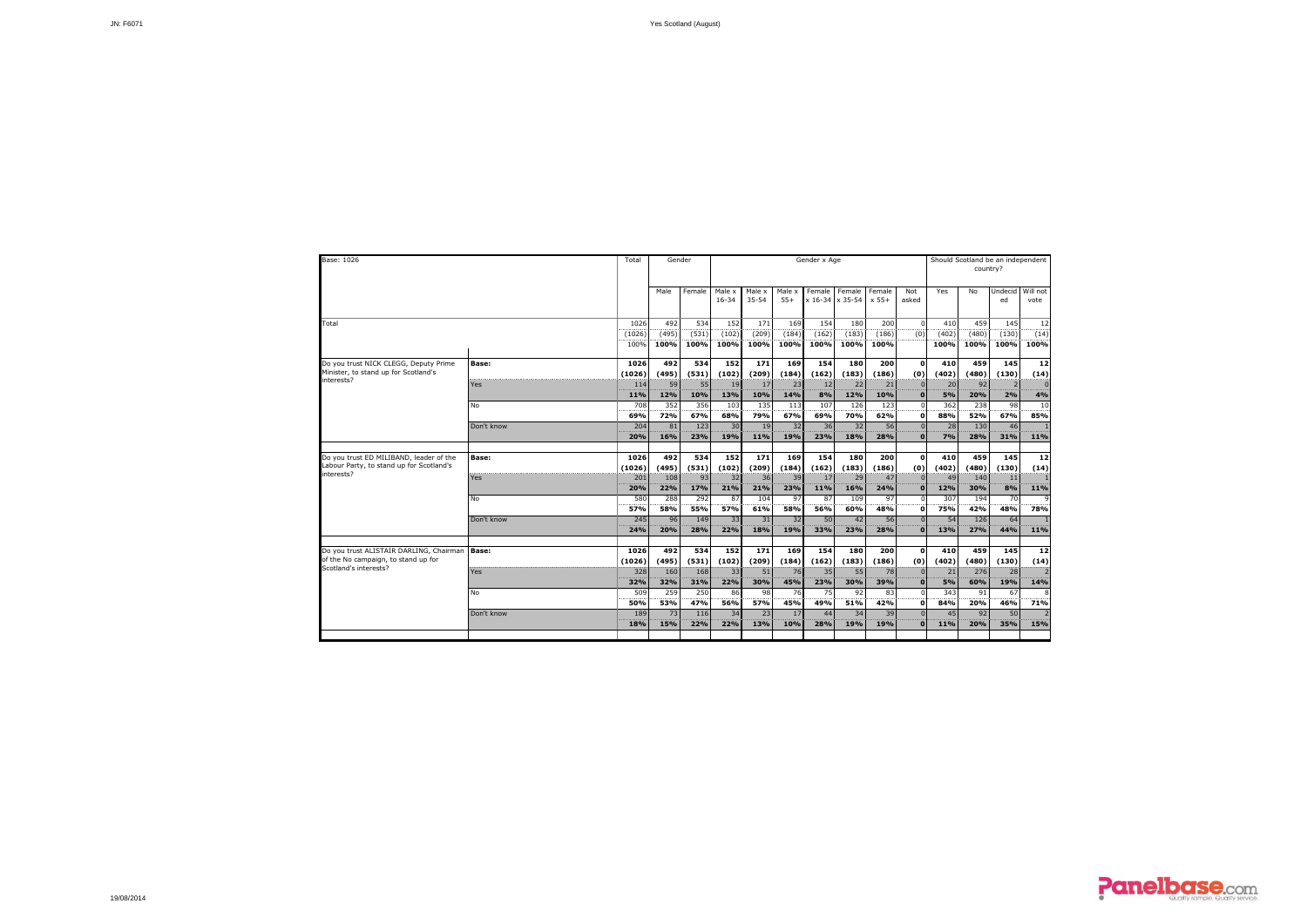| Base: 1026 | | Total | Gender | | Gender x Age | | | | | | | Should Scotland be an independent country? | | | |
|---|---|---|---|---|---|---|---|---|---|---|---|---|---|---|---|
| | | | Male | Female | Male x 16-34 | Male x 35-54 | Male x 55+ | Female x 16-34 | Female x 35-54 | Female x 55+ | Not asked | Yes | No | Undecided | Will not vote |
| Total | | 1026 | 492 | 534 | 152 | 171 | 169 | 154 | 180 | 200 | 0 | 410 | 459 | 145 | 12 |
| | | (1026) | (495) | (531) | (102) | (209) | (184) | (162) | (183) | (186) | (0) | (402) | (480) | (130) | (14) |
| | | 100% | 100% | 100% | 100% | 100% | 100% | 100% | 100% | 100% | | 100% | 100% | 100% | 100% |
| Do you trust NICK CLEGG, Deputy Prime Minister, to stand up for Scotland's interests? | Base: | 1026 | 492 | 534 | 152 | 171 | 169 | 154 | 180 | 200 | 0 | 410 | 459 | 145 | 12 |
| | | (1026) | (495) | (531) | (102) | (209) | (184) | (162) | (183) | (186) | (0) | (402) | (480) | (130) | (14) |
| | Yes | 114 | 59 | 55 | 19 | 17 | 23 | 12 | 22 | 21 | 0 | 20 | 92 | 2 | 0 |
| | | 11% | 12% | 10% | 13% | 10% | 14% | 8% | 12% | 10% | 0 | 5% | 20% | 2% | 4% |
| | No | 708 | 352 | 356 | 103 | 135 | 113 | 107 | 126 | 123 | 0 | 362 | 238 | 98 | 10 |
| | | 69% | 72% | 67% | 68% | 79% | 67% | 69% | 70% | 62% | 0 | 88% | 52% | 67% | 85% |
| | Don't know | 204 | 81 | 123 | 30 | 19 | 32 | 36 | 32 | 56 | 0 | 28 | 130 | 46 | 1 |
| | | 20% | 16% | 23% | 19% | 11% | 19% | 23% | 18% | 28% | 0 | 7% | 28% | 31% | 11% |
| Do you trust ED MILIBAND, leader of the Labour Party, to stand up for Scotland's interests? | Base: | 1026 | 492 | 534 | 152 | 171 | 169 | 154 | 180 | 200 | 0 | 410 | 459 | 145 | 12 |
| | | (1026) | (495) | (531) | (102) | (209) | (184) | (162) | (183) | (186) | (0) | (402) | (480) | (130) | (14) |
| | Yes | 201 | 108 | 93 | 32 | 36 | 39 | 17 | 29 | 47 | 0 | 49 | 140 | 11 | 1 |
| | | 20% | 22% | 17% | 21% | 21% | 23% | 11% | 16% | 24% | 0 | 12% | 30% | 8% | 11% |
| | No | 580 | 288 | 292 | 87 | 104 | 97 | 87 | 109 | 97 | 0 | 307 | 194 | 70 | 9 |
| | | 57% | 58% | 55% | 57% | 61% | 58% | 56% | 60% | 48% | 0 | 75% | 42% | 48% | 78% |
| | Don't know | 245 | 96 | 149 | 33 | 31 | 32 | 50 | 42 | 56 | 0 | 54 | 126 | 64 | 1 |
| | | 24% | 20% | 28% | 22% | 18% | 19% | 33% | 23% | 28% | 0 | 13% | 27% | 44% | 11% |
| Do you trust ALISTAIR DARLING, Chairman of the No campaign, to stand up for Scotland's interests? | Base: | 1026 | 492 | 534 | 152 | 171 | 169 | 154 | 180 | 200 | 0 | 410 | 459 | 145 | 12 |
| | | (1026) | (495) | (531) | (102) | (209) | (184) | (162) | (183) | (186) | (0) | (402) | (480) | (130) | (14) |
| | Yes | 328 | 160 | 168 | 33 | 51 | 76 | 35 | 55 | 78 | 0 | 21 | 276 | 28 | 2 |
| | | 32% | 32% | 31% | 22% | 30% | 45% | 23% | 30% | 39% | 0 | 5% | 60% | 19% | 14% |
| | No | 509 | 259 | 250 | 86 | 98 | 76 | 75 | 92 | 83 | 0 | 343 | 91 | 67 | 8 |
| | | 50% | 53% | 47% | 56% | 57% | 45% | 49% | 51% | 42% | 0 | 84% | 20% | 46% | 71% |
| | Don't know | 189 | 73 | 116 | 34 | 23 | 17 | 44 | 34 | 39 | 0 | 45 | 92 | 50 | 2 |
| | | 18% | 15% | 22% | 22% | 13% | 10% | 28% | 19% | 19% | 0 | 11% | 20% | 35% | 15% |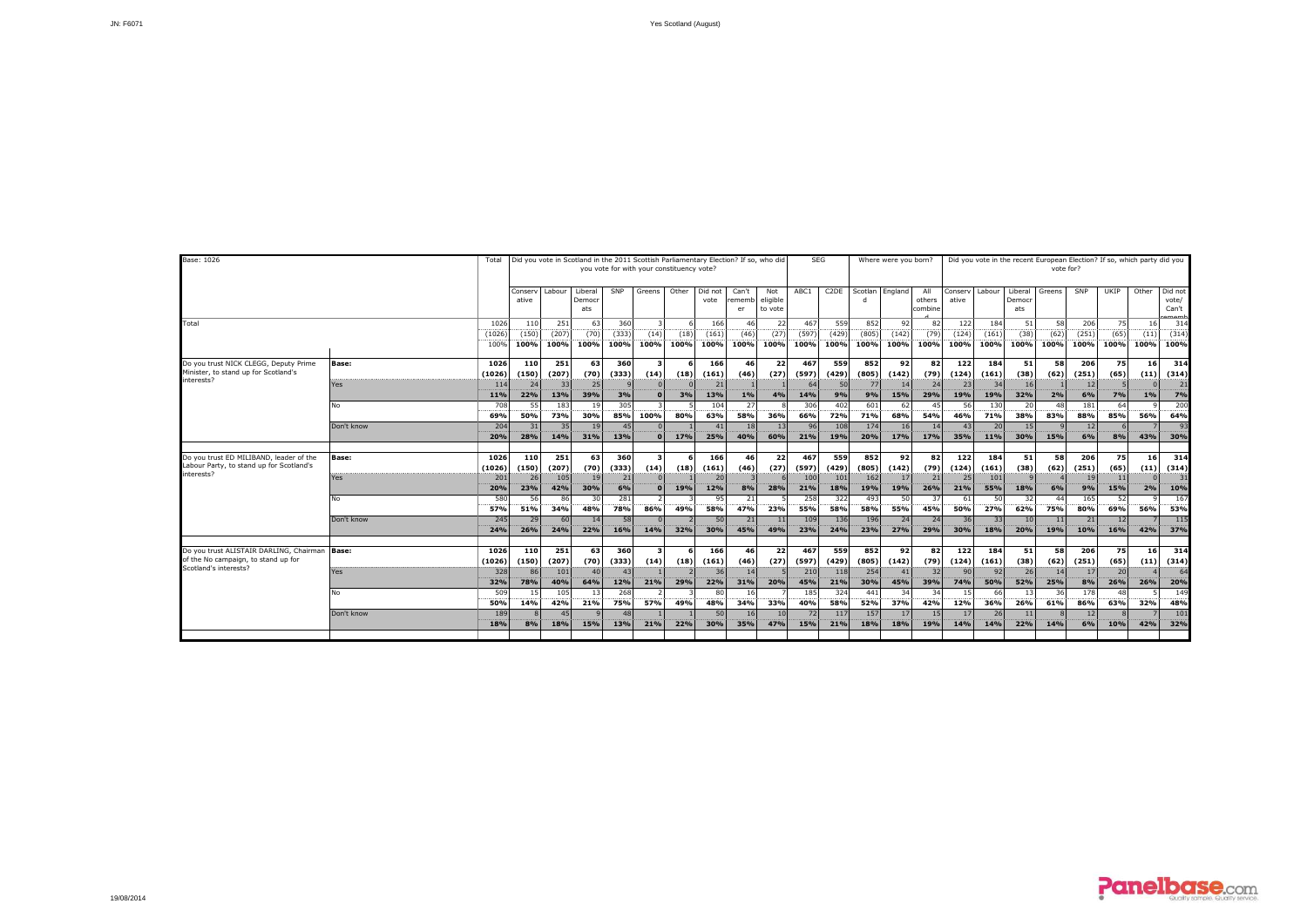| Base: 1026 | | Total | Did you vote in Scotland in the 2011 Scottish Parliamentary Election? If so, who did you vote for with your constituency vote? | | | | | | | | | SEG | | Where were you born? | | | Did you vote in the recent European Election? If so, which party did you vote for? | | | | | | | |
|---|---|---|---|---|---|---|---|---|---|---|---|---|---|---|---|---|---|---|---|---|---|---|---|---|
| | | | Conservative | Labour | Liberal Democrats | SNP | Greens | Other | Did not vote | Can't remember | Not eligible to vote | ABC1 | C2DE | Scotland | England | All others combined | Conservative | Labour | Liberal Democrats | Greens | SNP | UKIP | Other | Did not vote/ Can't remember |
| Total | | 1026 | 110 | 251 | 63 | 360 | 3 | 6 | 166 | 46 | 22 | 467 | 559 | 852 | 92 | 82 | 122 | 184 | 51 | 58 | 206 | 75 | 16 | 314 |
| | | (1026) | (150) | (207) | (70) | (333) | (14) | (18) | (161) | (46) | (27) | (597) | (429) | (805) | (142) | (79) | (124) | (161) | (38) | (62) | (251) | (65) | (11) | (314) |
| | | 100% | 100% | 100% | 100% | 100% | 100% | 100% | 100% | 100% | 100% | 100% | 100% | 100% | 100% | 100% | 100% | 100% | 100% | 100% | 100% | 100% | 100% | 100% |
| Do you trust NICK CLEGG, Deputy Prime Minister, to stand up for Scotland's interests? | **Base:** | **1026** | **110** | **251** | **63** | **360** | **3** | **6** | **166** | **46** | **22** | **467** | **559** | **852** | **92** | **82** | **122** | **184** | **51** | **58** | **206** | **75** | **16** | **314** |
| | | **(1026)** | **(150)** | **(207)** | **(70)** | **(333)** | **(14)** | **(18)** | **(161)** | **(46)** | **(27)** | **(597)** | **(429)** | **(805)** | **(142)** | **(79)** | **(124)** | **(161)** | **(38)** | **(62)** | **(251)** | **(65)** | **(11)** | **(314)** |
| | Yes | 114 | 24 | 33 | 25 | 9 | 0 | 0 | 21 | 1 | 1 | 64 | 50 | 77 | 14 | 24 | 23 | 34 | 16 | 1 | 12 | 5 | 0 | 21 |
| | | **11%** | **22%** | **13%** | **39%** | **3%** | **0** | **3%** | **13%** | **1%** | **4%** | **14%** | **9%** | **9%** | **15%** | **29%** | **19%** | **19%** | **32%** | **2%** | **6%** | **7%** | **1%** | **7%** |
| | No | 708 | 55 | 183 | 19 | 305 | 3 | 5 | 104 | 27 | 8 | 306 | 402 | 601 | 62 | 45 | 56 | 130 | 20 | 48 | 181 | 64 | 9 | 200 |
| | | **69%** | **50%** | **73%** | **30%** | **85%** | **100%** | **80%** | **63%** | **58%** | **36%** | **66%** | **72%** | **71%** | **68%** | **54%** | **46%** | **71%** | **38%** | **83%** | **88%** | **85%** | **56%** | **64%** |
| | Don't know | 204 | 31 | 35 | 19 | 45 | 0 | 1 | 41 | 18 | 13 | 96 | 108 | 174 | 16 | 14 | 43 | 20 | 15 | 9 | 12 | 6 | 7 | 93 |
| | | **20%** | **28%** | **14%** | **31%** | **13%** | **0** | **17%** | **25%** | **40%** | **60%** | **21%** | **19%** | **20%** | **17%** | **17%** | **35%** | **11%** | **30%** | **15%** | **6%** | **8%** | **43%** | **30%** |
| Do you trust ED MILIBAND, leader of the Labour Party, to stand up for Scotland's interests? | **Base:** | **1026** | **110** | **251** | **63** | **360** | **3** | **6** | **166** | **46** | **22** | **467** | **559** | **852** | **92** | **82** | **122** | **184** | **51** | **58** | **206** | **75** | **16** | **314** |
| | | **(1026)** | **(150)** | **(207)** | **(70)** | **(333)** | **(14)** | **(18)** | **(161)** | **(46)** | **(27)** | **(597)** | **(429)** | **(805)** | **(142)** | **(79)** | **(124)** | **(161)** | **(38)** | **(62)** | **(251)** | **(65)** | **(11)** | **(314)** |
| | Yes | 201 | 26 | 105 | 19 | 21 | 0 | 1 | 20 | 3 | 6 | 100 | 101 | 162 | 17 | 21 | 25 | 101 | 9 | 4 | 19 | 11 | 0 | 31 |
| | | **20%** | **23%** | **42%** | **30%** | **6%** | **0** | **19%** | **12%** | **8%** | **28%** | **21%** | **18%** | **19%** | **19%** | **26%** | **21%** | **55%** | **18%** | **6%** | **9%** | **15%** | **2%** | **10%** |
| | No | 580 | 56 | 86 | 30 | 281 | 2 | 3 | 95 | 21 | 5 | 258 | 322 | 493 | 50 | 37 | 61 | 50 | 32 | 44 | 165 | 52 | 9 | 167 |
| | | **57%** | **51%** | **34%** | **48%** | **78%** | **86%** | **49%** | **58%** | **47%** | **23%** | **55%** | **58%** | **58%** | **55%** | **45%** | **50%** | **27%** | **62%** | **75%** | **80%** | **69%** | **56%** | **53%** |
| | Don't know | 245 | 29 | 60 | 14 | 58 | 0 | 2 | 50 | 21 | 11 | 109 | 136 | 196 | 24 | 24 | 36 | 33 | 10 | 11 | 21 | 12 | 7 | 115 |
| | | **24%** | **26%** | **24%** | **22%** | **16%** | **14%** | **32%** | **30%** | **45%** | **49%** | **23%** | **24%** | **23%** | **27%** | **29%** | **30%** | **18%** | **20%** | **19%** | **10%** | **16%** | **42%** | **37%** |
| Do you trust ALISTAIR DARLING, Chairman of the No campaign, to stand up for Scotland's interests? | **Base:** | **1026** | **110** | **251** | **63** | **360** | **3** | **6** | **166** | **46** | **22** | **467** | **559** | **852** | **92** | **82** | **122** | **184** | **51** | **58** | **206** | **75** | **16** | **314** |
| | | **(1026)** | **(150)** | **(207)** | **(70)** | **(333)** | **(14)** | **(18)** | **(161)** | **(46)** | **(27)** | **(597)** | **(429)** | **(805)** | **(142)** | **(79)** | **(124)** | **(161)** | **(38)** | **(62)** | **(251)** | **(65)** | **(11)** | **(314)** |
| | Yes | 328 | 86 | 101 | 40 | 43 | 1 | 2 | 36 | 14 | 5 | 210 | 118 | 254 | 41 | 32 | 90 | 92 | 26 | 14 | 17 | 20 | 4 | 64 |
| | | **32%** | **78%** | **40%** | **64%** | **12%** | **21%** | **29%** | **22%** | **31%** | **20%** | **45%** | **21%** | **30%** | **45%** | **39%** | **74%** | **50%** | **52%** | **25%** | **8%** | **26%** | **26%** | **20%** |
| | No | 509 | 15 | 105 | 13 | 268 | 2 | 3 | 80 | 16 | 7 | 185 | 324 | 441 | 34 | 34 | 15 | 66 | 13 | 36 | 178 | 48 | 5 | 149 |
| | | **50%** | **14%** | **42%** | **21%** | **75%** | **57%** | **49%** | **48%** | **34%** | **33%** | **40%** | **58%** | **52%** | **37%** | **42%** | **12%** | **36%** | **26%** | **61%** | **86%** | **63%** | **32%** | **48%** |
| | Don't know | 189 | 8 | 45 | 9 | 48 | 1 | 1 | 50 | 16 | 10 | 72 | 117 | 157 | 17 | 15 | 17 | 26 | 11 | 8 | 12 | 8 | 7 | 101 |
| | | **18%** | **8%** | **18%** | **15%** | **13%** | **21%** | **22%** | **30%** | **35%** | **47%** | **15%** | **21%** | **18%** | **18%** | **19%** | **14%** | **14%** | **22%** | **14%** | **6%** | **10%** | **42%** | **32%** |